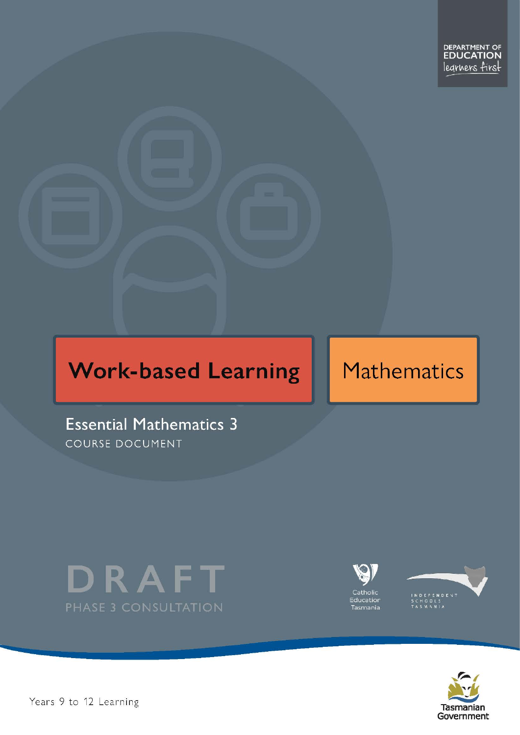DEPARTMENT OF EDUCATION
learners first

# Work-based Learning

# Mathematics

## Essential Mathematics 3

COURSE DOCUMENT

DRAFT

PHASE 3 CONSULTATION

Catholic Education Tasmania

INDEPENDENT SCHOOLS TASMANIA

Tasmanian Government

Years 9 to 12 Learning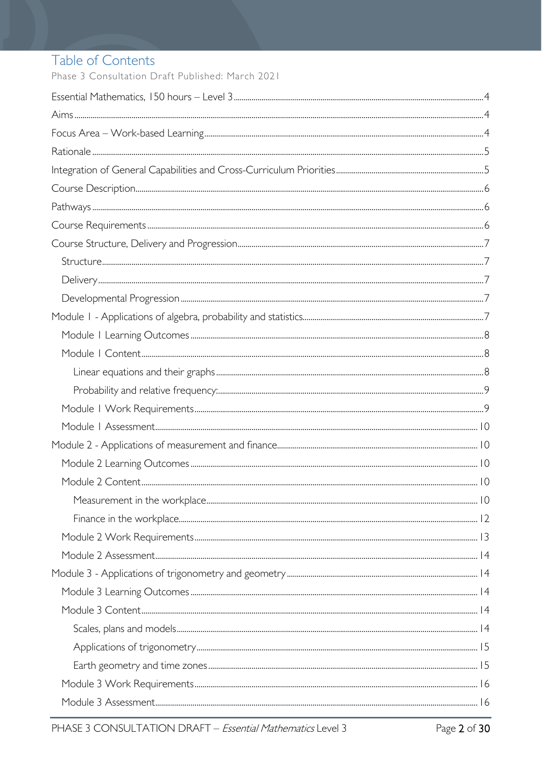# Table of Contents

Phase 3 Consultation Draft Published: March 2021

Essential Mathematics, 150 hours – Level 3 ..... 4

Aims ..... 4

Focus Area – Work-based Learning ..... 4

Rationale ..... 5

Integration of General Capabilities and Cross-Curriculum Priorities ..... 5

Course Description ..... 6

Pathways ..... 6

Course Requirements ..... 6

Course Structure, Delivery and Progression ..... 7

- Structure ..... 7
- Delivery ..... 7
- Developmental Progression ..... 7

Module 1 - Applications of algebra, probability and statistics ..... 7

- Module 1 Learning Outcomes ..... 8
- Module 1 Content ..... 8
  - Linear equations and their graphs ..... 8
  - Probability and relative frequency: ..... 9
- Module 1 Work Requirements ..... 9
- Module 1 Assessment ..... 10

Module 2 - Applications of measurement and finance ..... 10

- Module 2 Learning Outcomes ..... 10
- Module 2 Content ..... 10
  - Measurement in the workplace ..... 10
  - Finance in the workplace ..... 12
- Module 2 Work Requirements ..... 13
- Module 2 Assessment ..... 14

Module 3 - Applications of trigonometry and geometry ..... 14

- Module 3 Learning Outcomes ..... 14
- Module 3 Content ..... 14
  - Scales, plans and models ..... 14
  - Applications of trigonometry ..... 15
  - Earth geometry and time zones ..... 15
- Module 3 Work Requirements ..... 16
- Module 3 Assessment ..... 16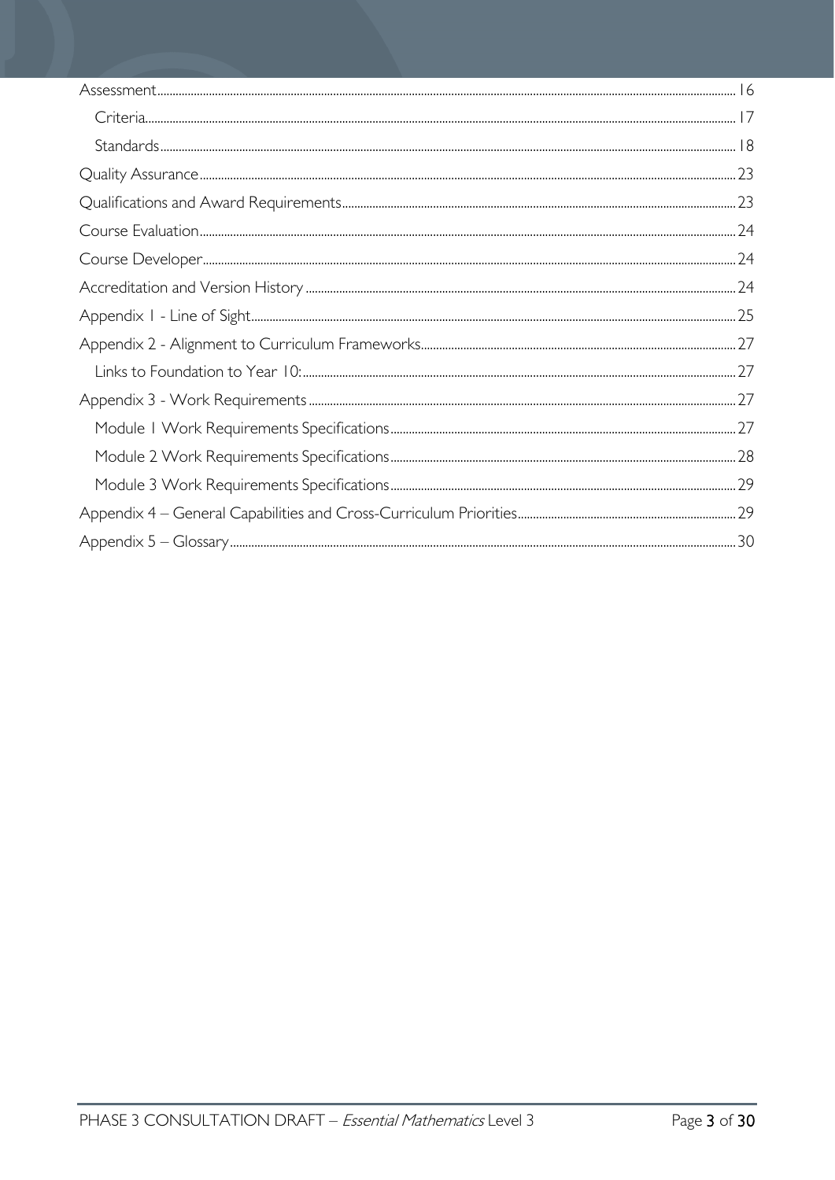Assessment ... 16

- Criteria ... 17
- Standards ... 18

Quality Assurance ... 23

Qualifications and Award Requirements ... 23

Course Evaluation ... 24

Course Developer ... 24

Accreditation and Version History ... 24

Appendix 1 - Line of Sight ... 25

Appendix 2 - Alignment to Curriculum Frameworks ... 27

- Links to Foundation to Year 10: ... 27

Appendix 3 - Work Requirements ... 27

- Module 1 Work Requirements Specifications ... 27
- Module 2 Work Requirements Specifications ... 28
- Module 3 Work Requirements Specifications ... 29

Appendix 4 – General Capabilities and Cross-Curriculum Priorities ... 29

Appendix 5 – Glossary ... 30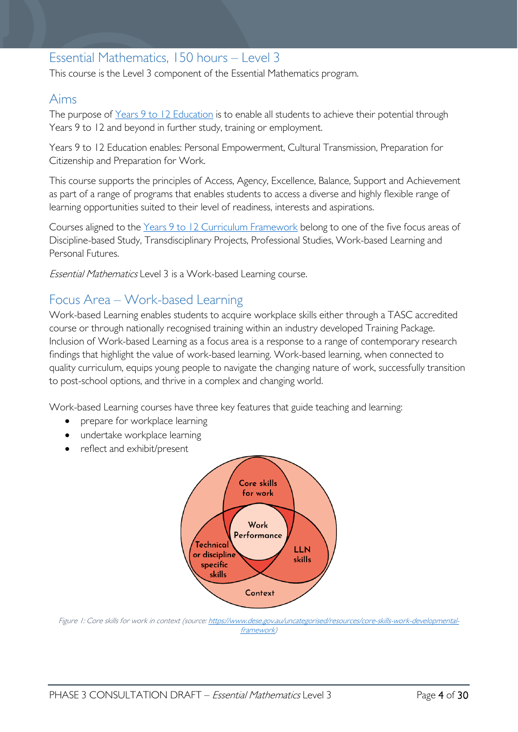## Essential Mathematics, 150 hours – Level 3

This course is the Level 3 component of the Essential Mathematics program.

## Aims

The purpose of Years 9 to 12 Education is to enable all students to achieve their potential through Years 9 to 12 and beyond in further study, training or employment.

Years 9 to 12 Education enables: Personal Empowerment, Cultural Transmission, Preparation for Citizenship and Preparation for Work.

This course supports the principles of Access, Agency, Excellence, Balance, Support and Achievement as part of a range of programs that enables students to access a diverse and highly flexible range of learning opportunities suited to their level of readiness, interests and aspirations.

Courses aligned to the Years 9 to 12 Curriculum Framework belong to one of the five focus areas of Discipline-based Study, Transdisciplinary Projects, Professional Studies, Work-based Learning and Personal Futures.

*Essential Mathematics* Level 3 is a Work-based Learning course.

## Focus Area – Work-based Learning

Work-based Learning enables students to acquire workplace skills either through a TASC accredited course or through nationally recognised training within an industry developed Training Package. Inclusion of Work-based Learning as a focus area is a response to a range of contemporary research findings that highlight the value of work-based learning. Work-based learning, when connected to quality curriculum, equips young people to navigate the changing nature of work, successfully transition to post-school options, and thrive in a complex and changing world.

Work-based Learning courses have three key features that guide teaching and learning:

- prepare for workplace learning
- undertake workplace learning
- reflect and exhibit/present

Core skills for work

Work Performance

Technical or discipline specific skills

LLN skills

Context

*Figure 1: Core skills for work in context (source: https://www.dese.gov.au/uncategorised/resources/core-skills-work-developmental-framework)*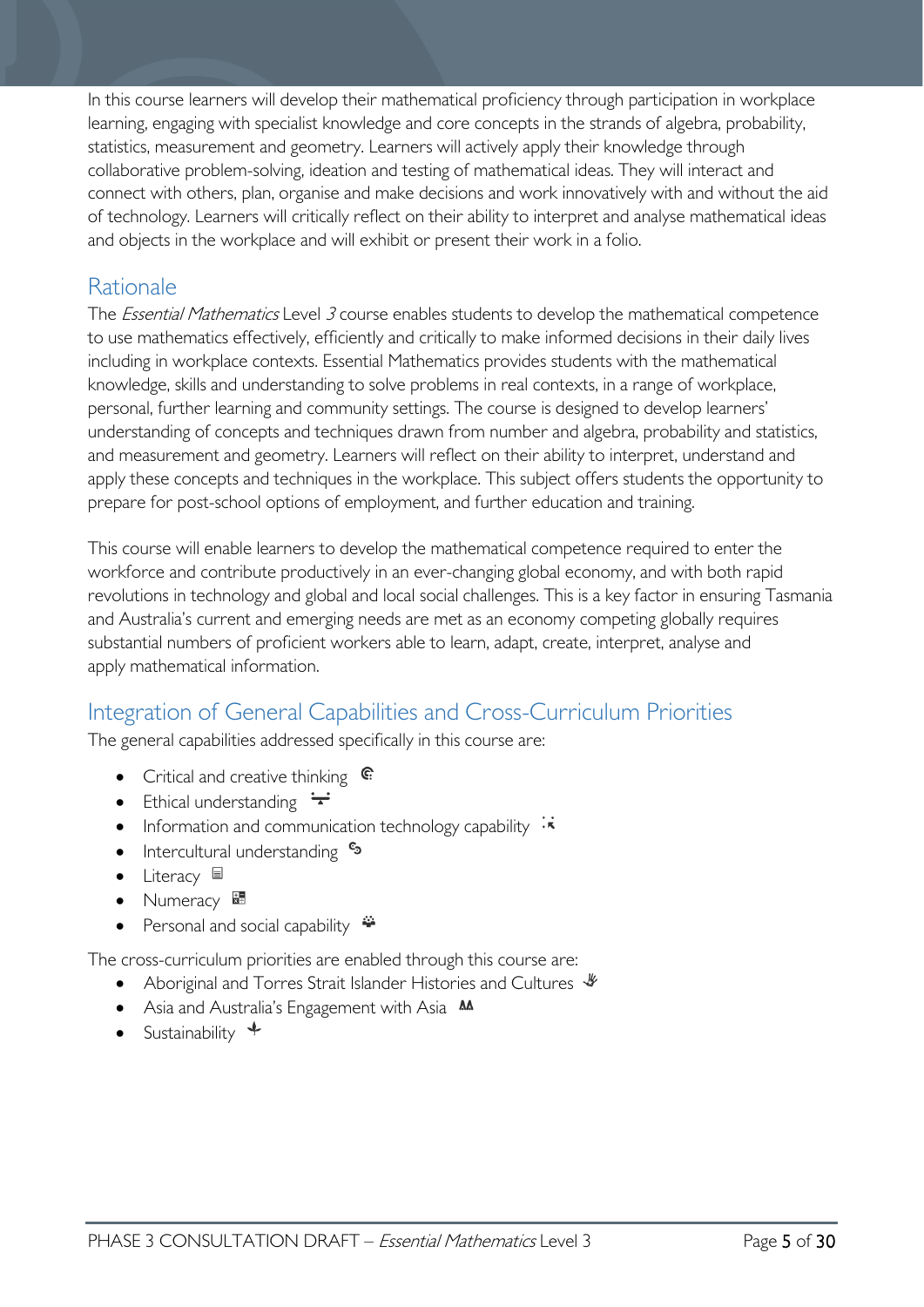In this course learners will develop their mathematical proficiency through participation in workplace learning, engaging with specialist knowledge and core concepts in the strands of algebra, probability, statistics, measurement and geometry. Learners will actively apply their knowledge through collaborative problem-solving, ideation and testing of mathematical ideas. They will interact and connect with others, plan, organise and make decisions and work innovatively with and without the aid of technology. Learners will critically reflect on their ability to interpret and analyse mathematical ideas and objects in the workplace and will exhibit or present their work in a folio.

## Rationale

The *Essential Mathematics* Level *3* course enables students to develop the mathematical competence to use mathematics effectively, efficiently and critically to make informed decisions in their daily lives including in workplace contexts. Essential Mathematics provides students with the mathematical knowledge, skills and understanding to solve problems in real contexts, in a range of workplace, personal, further learning and community settings. The course is designed to develop learners' understanding of concepts and techniques drawn from number and algebra, probability and statistics, and measurement and geometry. Learners will reflect on their ability to interpret, understand and apply these concepts and techniques in the workplace. This subject offers students the opportunity to prepare for post-school options of employment, and further education and training.

This course will enable learners to develop the mathematical competence required to enter the workforce and contribute productively in an ever-changing global economy, and with both rapid revolutions in technology and global and local social challenges. This is a key factor in ensuring Tasmania and Australia's current and emerging needs are met as an economy competing globally requires substantial numbers of proficient workers able to learn, adapt, create, interpret, analyse and apply mathematical information.

## Integration of General Capabilities and Cross-Curriculum Priorities

The general capabilities addressed specifically in this course are:

- Critical and creative thinking
- Ethical understanding
- Information and communication technology capability
- Intercultural understanding
- Literacy
- Numeracy
- Personal and social capability

The cross-curriculum priorities are enabled through this course are:

- Aboriginal and Torres Strait Islander Histories and Cultures
- Asia and Australia's Engagement with Asia
- Sustainability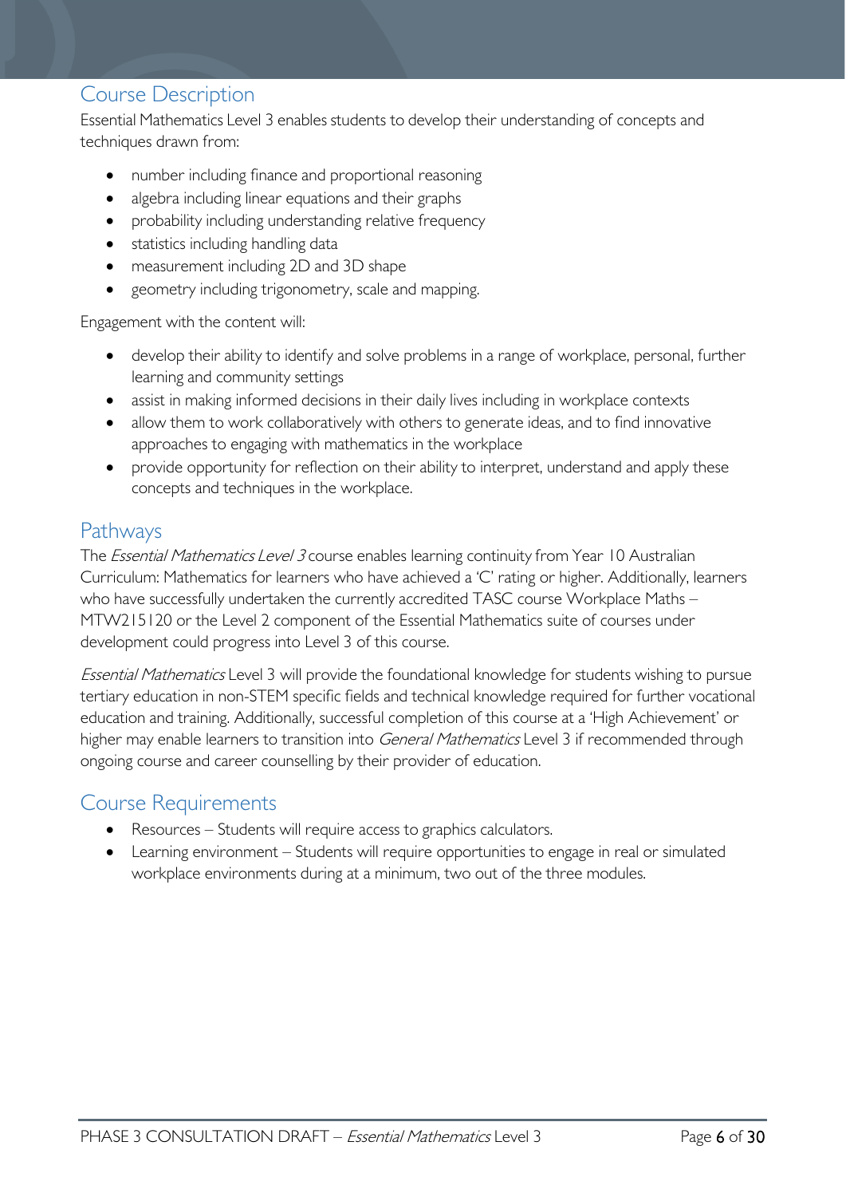## Course Description

Essential Mathematics Level 3 enables students to develop their understanding of concepts and techniques drawn from:

- number including finance and proportional reasoning
- algebra including linear equations and their graphs
- probability including understanding relative frequency
- statistics including handling data
- measurement including 2D and 3D shape
- geometry including trigonometry, scale and mapping.

Engagement with the content will:

- develop their ability to identify and solve problems in a range of workplace, personal, further learning and community settings
- assist in making informed decisions in their daily lives including in workplace contexts
- allow them to work collaboratively with others to generate ideas, and to find innovative approaches to engaging with mathematics in the workplace
- provide opportunity for reflection on their ability to interpret, understand and apply these concepts and techniques in the workplace.

## Pathways

The *Essential Mathematics Level 3* course enables learning continuity from Year 10 Australian Curriculum: Mathematics for learners who have achieved a 'C' rating or higher. Additionally, learners who have successfully undertaken the currently accredited TASC course Workplace Maths – MTW215120 or the Level 2 component of the Essential Mathematics suite of courses under development could progress into Level 3 of this course.

*Essential Mathematics* Level 3 will provide the foundational knowledge for students wishing to pursue tertiary education in non-STEM specific fields and technical knowledge required for further vocational education and training. Additionally, successful completion of this course at a 'High Achievement' or higher may enable learners to transition into *General Mathematics* Level 3 if recommended through ongoing course and career counselling by their provider of education.

## Course Requirements

- Resources – Students will require access to graphics calculators.
- Learning environment – Students will require opportunities to engage in real or simulated workplace environments during at a minimum, two out of the three modules.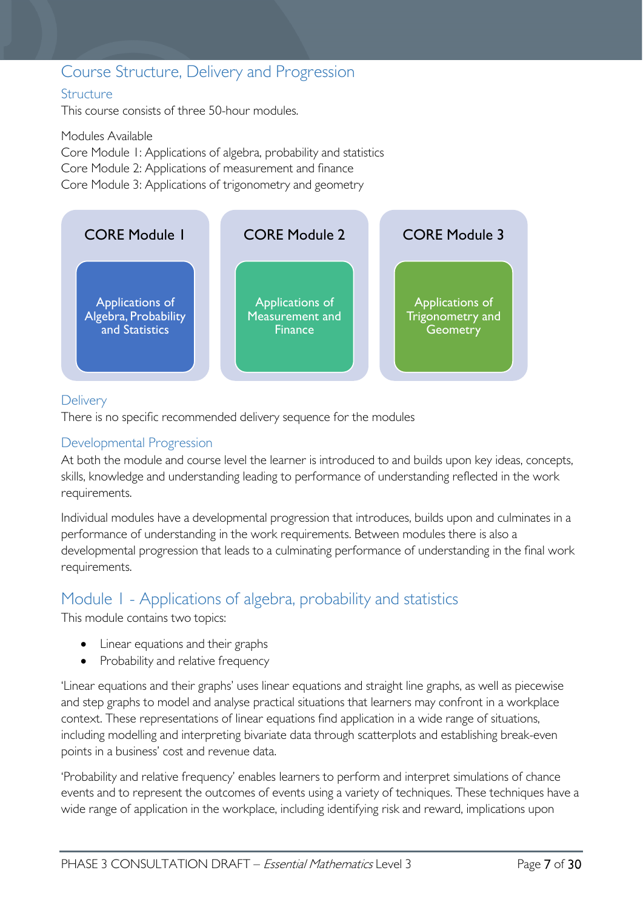## Course Structure, Delivery and Progression

### Structure

This course consists of three 50-hour modules.

Modules Available
Core Module 1: Applications of algebra, probability and statistics
Core Module 2: Applications of measurement and finance
Core Module 3: Applications of trigonometry and geometry

| CORE Module 1 | CORE Module 2 | CORE Module 3 |
| --- | --- | --- |
| Applications of Algebra, Probability and Statistics | Applications of Measurement and Finance | Applications of Trigonometry and Geometry |

### Delivery

There is no specific recommended delivery sequence for the modules

### Developmental Progression

At both the module and course level the learner is introduced to and builds upon key ideas, concepts, skills, knowledge and understanding leading to performance of understanding reflected in the work requirements.

Individual modules have a developmental progression that introduces, builds upon and culminates in a performance of understanding in the work requirements. Between modules there is also a developmental progression that leads to a culminating performance of understanding in the final work requirements.

## Module 1 - Applications of algebra, probability and statistics

This module contains two topics:

- Linear equations and their graphs
- Probability and relative frequency

'Linear equations and their graphs' uses linear equations and straight line graphs, as well as piecewise and step graphs to model and analyse practical situations that learners may confront in a workplace context. These representations of linear equations find application in a wide range of situations, including modelling and interpreting bivariate data through scatterplots and establishing break-even points in a business' cost and revenue data.

'Probability and relative frequency' enables learners to perform and interpret simulations of chance events and to represent the outcomes of events using a variety of techniques. These techniques have a wide range of application in the workplace, including identifying risk and reward, implications upon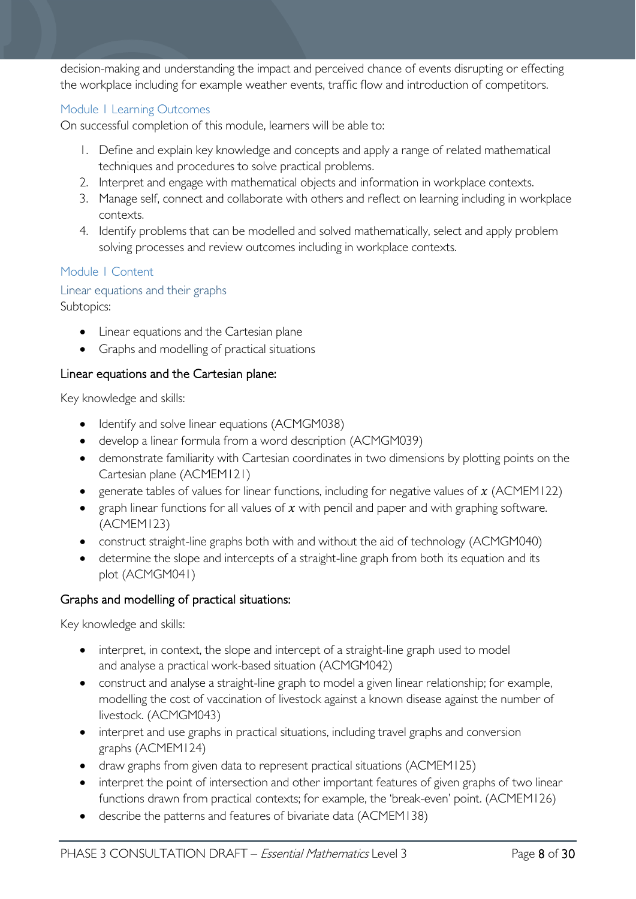decision-making and understanding the impact and perceived chance of events disrupting or effecting the workplace including for example weather events, traffic flow and introduction of competitors.

### Module 1 Learning Outcomes

On successful completion of this module, learners will be able to:

1. Define and explain key knowledge and concepts and apply a range of related mathematical techniques and procedures to solve practical problems.
2. Interpret and engage with mathematical objects and information in workplace contexts.
3. Manage self, connect and collaborate with others and reflect on learning including in workplace contexts.
4. Identify problems that can be modelled and solved mathematically, select and apply problem solving processes and review outcomes including in workplace contexts.

### Module 1 Content

#### Linear equations and their graphs

Subtopics:

- Linear equations and the Cartesian plane
- Graphs and modelling of practical situations

#### Linear equations and the Cartesian plane:

Key knowledge and skills:

- Identify and solve linear equations (ACMGM038)
- develop a linear formula from a word description (ACMGM039)
- demonstrate familiarity with Cartesian coordinates in two dimensions by plotting points on the Cartesian plane (ACMEM121)
- generate tables of values for linear functions, including for negative values of $x$ (ACMEM122)
- graph linear functions for all values of $x$ with pencil and paper and with graphing software. (ACMEM123)
- construct straight-line graphs both with and without the aid of technology (ACMGM040)
- determine the slope and intercepts of a straight-line graph from both its equation and its plot (ACMGM041)

#### Graphs and modelling of practical situations:

Key knowledge and skills:

- interpret, in context, the slope and intercept of a straight-line graph used to model and analyse a practical work-based situation (ACMGM042)
- construct and analyse a straight-line graph to model a given linear relationship; for example, modelling the cost of vaccination of livestock against a known disease against the number of livestock. (ACMGM043)
- interpret and use graphs in practical situations, including travel graphs and conversion graphs (ACMEM124)
- draw graphs from given data to represent practical situations (ACMEM125)
- interpret the point of intersection and other important features of given graphs of two linear functions drawn from practical contexts; for example, the 'break-even' point. (ACMEM126)
- describe the patterns and features of bivariate data (ACMEM138)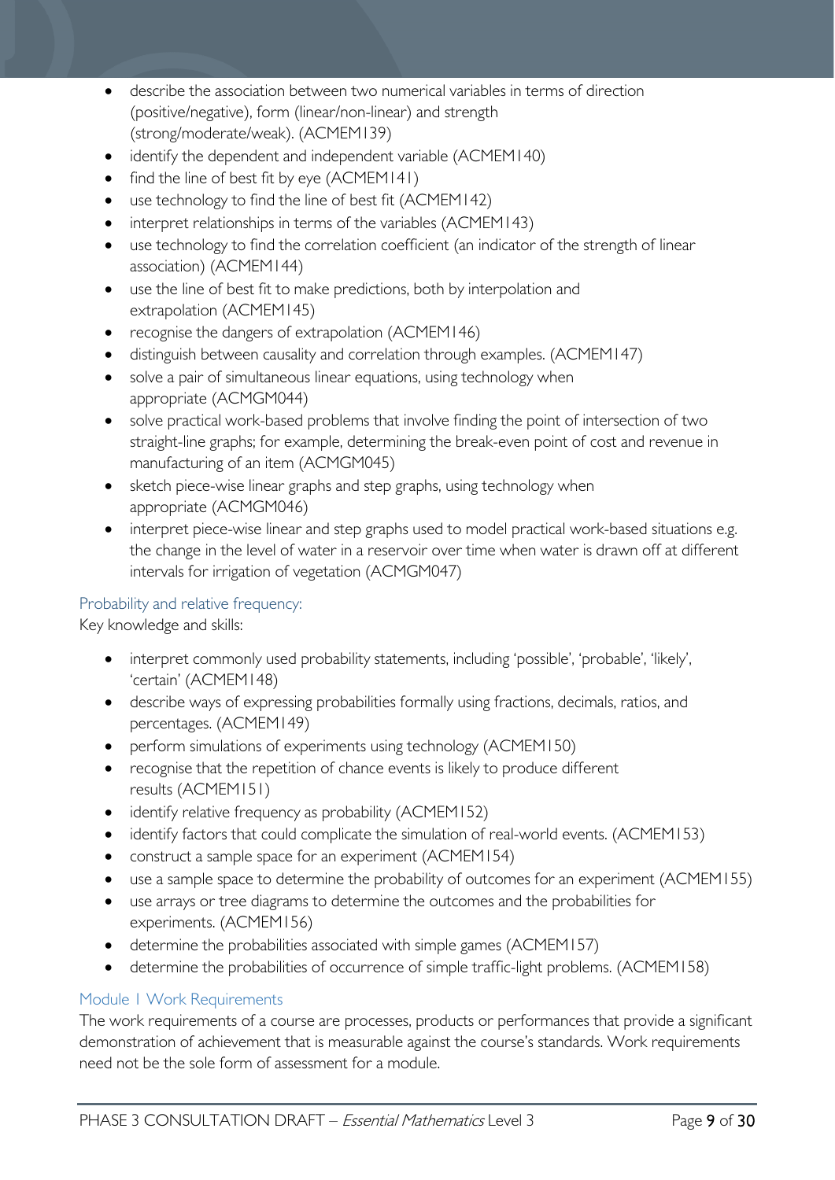- describe the association between two numerical variables in terms of direction (positive/negative), form (linear/non-linear) and strength (strong/moderate/weak). (ACMEM139)
- identify the dependent and independent variable (ACMEM140)
- find the line of best fit by eye (ACMEM141)
- use technology to find the line of best fit (ACMEM142)
- interpret relationships in terms of the variables (ACMEM143)
- use technology to find the correlation coefficient (an indicator of the strength of linear association) (ACMEM144)
- use the line of best fit to make predictions, both by interpolation and extrapolation (ACMEM145)
- recognise the dangers of extrapolation (ACMEM146)
- distinguish between causality and correlation through examples. (ACMEM147)
- solve a pair of simultaneous linear equations, using technology when appropriate (ACMGM044)
- solve practical work-based problems that involve finding the point of intersection of two straight-line graphs; for example, determining the break-even point of cost and revenue in manufacturing of an item (ACMGM045)
- sketch piece-wise linear graphs and step graphs, using technology when appropriate (ACMGM046)
- interpret piece-wise linear and step graphs used to model practical work-based situations e.g. the change in the level of water in a reservoir over time when water is drawn off at different intervals for irrigation of vegetation (ACMGM047)

### Probability and relative frequency:

Key knowledge and skills:

- interpret commonly used probability statements, including 'possible', 'probable', 'likely', 'certain' (ACMEM148)
- describe ways of expressing probabilities formally using fractions, decimals, ratios, and percentages. (ACMEM149)
- perform simulations of experiments using technology (ACMEM150)
- recognise that the repetition of chance events is likely to produce different results (ACMEM151)
- identify relative frequency as probability (ACMEM152)
- identify factors that could complicate the simulation of real-world events. (ACMEM153)
- construct a sample space for an experiment (ACMEM154)
- use a sample space to determine the probability of outcomes for an experiment (ACMEM155)
- use arrays or tree diagrams to determine the outcomes and the probabilities for experiments. (ACMEM156)
- determine the probabilities associated with simple games (ACMEM157)
- determine the probabilities of occurrence of simple traffic-light problems. (ACMEM158)

### Module 1 Work Requirements

The work requirements of a course are processes, products or performances that provide a significant demonstration of achievement that is measurable against the course's standards. Work requirements need not be the sole form of assessment for a module.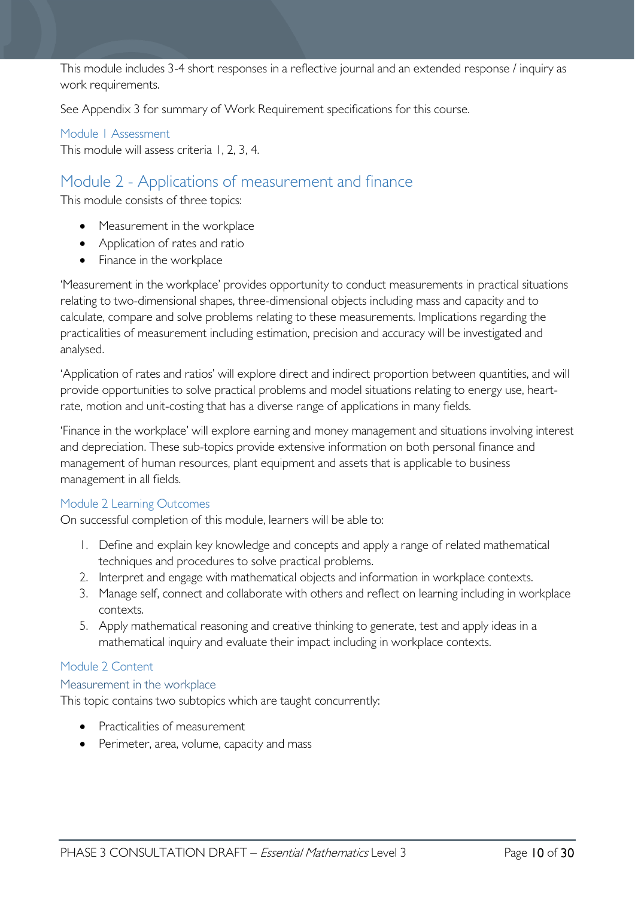This module includes 3-4 short responses in a reflective journal and an extended response / inquiry as work requirements.

See Appendix 3 for summary of Work Requirement specifications for this course.

### Module 1 Assessment

This module will assess criteria 1, 2, 3, 4.

## Module 2 - Applications of measurement and finance

This module consists of three topics:

- Measurement in the workplace
- Application of rates and ratio
- Finance in the workplace

'Measurement in the workplace' provides opportunity to conduct measurements in practical situations relating to two-dimensional shapes, three-dimensional objects including mass and capacity and to calculate, compare and solve problems relating to these measurements. Implications regarding the practicalities of measurement including estimation, precision and accuracy will be investigated and analysed.

'Application of rates and ratios' will explore direct and indirect proportion between quantities, and will provide opportunities to solve practical problems and model situations relating to energy use, heart-rate, motion and unit-costing that has a diverse range of applications in many fields.

'Finance in the workplace' will explore earning and money management and situations involving interest and depreciation. These sub-topics provide extensive information on both personal finance and management of human resources, plant equipment and assets that is applicable to business management in all fields.

### Module 2 Learning Outcomes

On successful completion of this module, learners will be able to:

1. Define and explain key knowledge and concepts and apply a range of related mathematical techniques and procedures to solve practical problems.
2. Interpret and engage with mathematical objects and information in workplace contexts.
3. Manage self, connect and collaborate with others and reflect on learning including in workplace contexts.
5. Apply mathematical reasoning and creative thinking to generate, test and apply ideas in a mathematical inquiry and evaluate their impact including in workplace contexts.

### Module 2 Content

#### Measurement in the workplace

This topic contains two subtopics which are taught concurrently:

- Practicalities of measurement
- Perimeter, area, volume, capacity and mass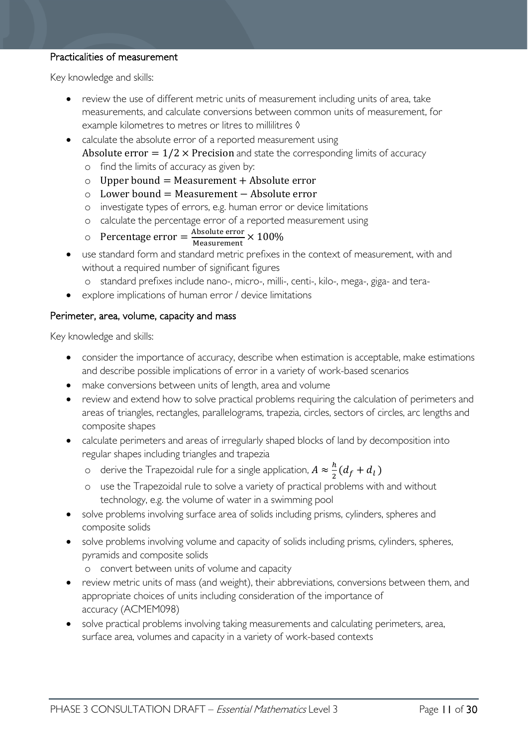### Practicalities of measurement

Key knowledge and skills:

- review the use of different metric units of measurement including units of area, take measurements, and calculate conversions between common units of measurement, for example kilometres to metres or litres to millilitres ◊
- calculate the absolute error of a reported measurement using $\text{Absolute error} = 1/2 \times \text{Precision}$ and state the corresponding limits of accuracy
  - find the limits of accuracy as given by:
  - $\text{Upper bound} = \text{Measurement} + \text{Absolute error}$
  - $\text{Lower bound} = \text{Measurement} - \text{Absolute error}$
  - investigate types of errors, e.g. human error or device limitations
  - calculate the percentage error of a reported measurement using
  - $\text{Percentage error} = \frac{\text{Absolute error}}{\text{Measurement}} \times 100\%$
- use standard form and standard metric prefixes in the context of measurement, with and without a required number of significant figures
  - standard prefixes include nano-, micro-, milli-, centi-, kilo-, mega-, giga- and tera-
- explore implications of human error / device limitations

### Perimeter, area, volume, capacity and mass

Key knowledge and skills:

- consider the importance of accuracy, describe when estimation is acceptable, make estimations and describe possible implications of error in a variety of work-based scenarios
- make conversions between units of length, area and volume
- review and extend how to solve practical problems requiring the calculation of perimeters and areas of triangles, rectangles, parallelograms, trapezia, circles, sectors of circles, arc lengths and composite shapes
- calculate perimeters and areas of irregularly shaped blocks of land by decomposition into regular shapes including triangles and trapezia
  - derive the Trapezoidal rule for a single application, $A \approx \frac{h}{2}(d_f + d_l)$
  - use the Trapezoidal rule to solve a variety of practical problems with and without technology, e.g. the volume of water in a swimming pool
- solve problems involving surface area of solids including prisms, cylinders, spheres and composite solids
- solve problems involving volume and capacity of solids including prisms, cylinders, spheres, pyramids and composite solids
  - convert between units of volume and capacity
- review metric units of mass (and weight), their abbreviations, conversions between them, and appropriate choices of units including consideration of the importance of accuracy (ACMEM098)
- solve practical problems involving taking measurements and calculating perimeters, area, surface area, volumes and capacity in a variety of work-based contexts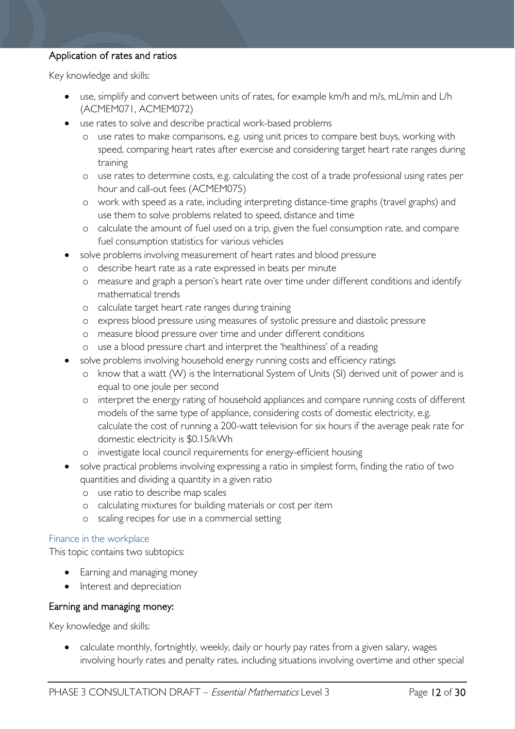### Application of rates and ratios

Key knowledge and skills:

- use, simplify and convert between units of rates, for example km/h and m/s, mL/min and L/h (ACMEM071, ACMEM072)
- use rates to solve and describe practical work-based problems
  - use rates to make comparisons, e.g. using unit prices to compare best buys, working with speed, comparing heart rates after exercise and considering target heart rate ranges during training
  - use rates to determine costs, e.g. calculating the cost of a trade professional using rates per hour and call-out fees (ACMEM075)
  - work with speed as a rate, including interpreting distance-time graphs (travel graphs) and use them to solve problems related to speed, distance and time
  - calculate the amount of fuel used on a trip, given the fuel consumption rate, and compare fuel consumption statistics for various vehicles
- solve problems involving measurement of heart rates and blood pressure
  - describe heart rate as a rate expressed in beats per minute
  - measure and graph a person's heart rate over time under different conditions and identify mathematical trends
  - calculate target heart rate ranges during training
  - express blood pressure using measures of systolic pressure and diastolic pressure
  - measure blood pressure over time and under different conditions
  - use a blood pressure chart and interpret the 'healthiness' of a reading
- solve problems involving household energy running costs and efficiency ratings
  - know that a watt (W) is the International System of Units (SI) derived unit of power and is equal to one joule per second
  - interpret the energy rating of household appliances and compare running costs of different models of the same type of appliance, considering costs of domestic electricity, e.g. calculate the cost of running a 200-watt television for six hours if the average peak rate for domestic electricity is $0.15/kWh
  - investigate local council requirements for energy-efficient housing
- solve practical problems involving expressing a ratio in simplest form, finding the ratio of two quantities and dividing a quantity in a given ratio
  - use ratio to describe map scales
  - calculating mixtures for building materials or cost per item
  - scaling recipes for use in a commercial setting

## Finance in the workplace

This topic contains two subtopics:

- Earning and managing money
- Interest and depreciation

### Earning and managing money:

Key knowledge and skills:

- calculate monthly, fortnightly, weekly, daily or hourly pay rates from a given salary, wages involving hourly rates and penalty rates, including situations involving overtime and other special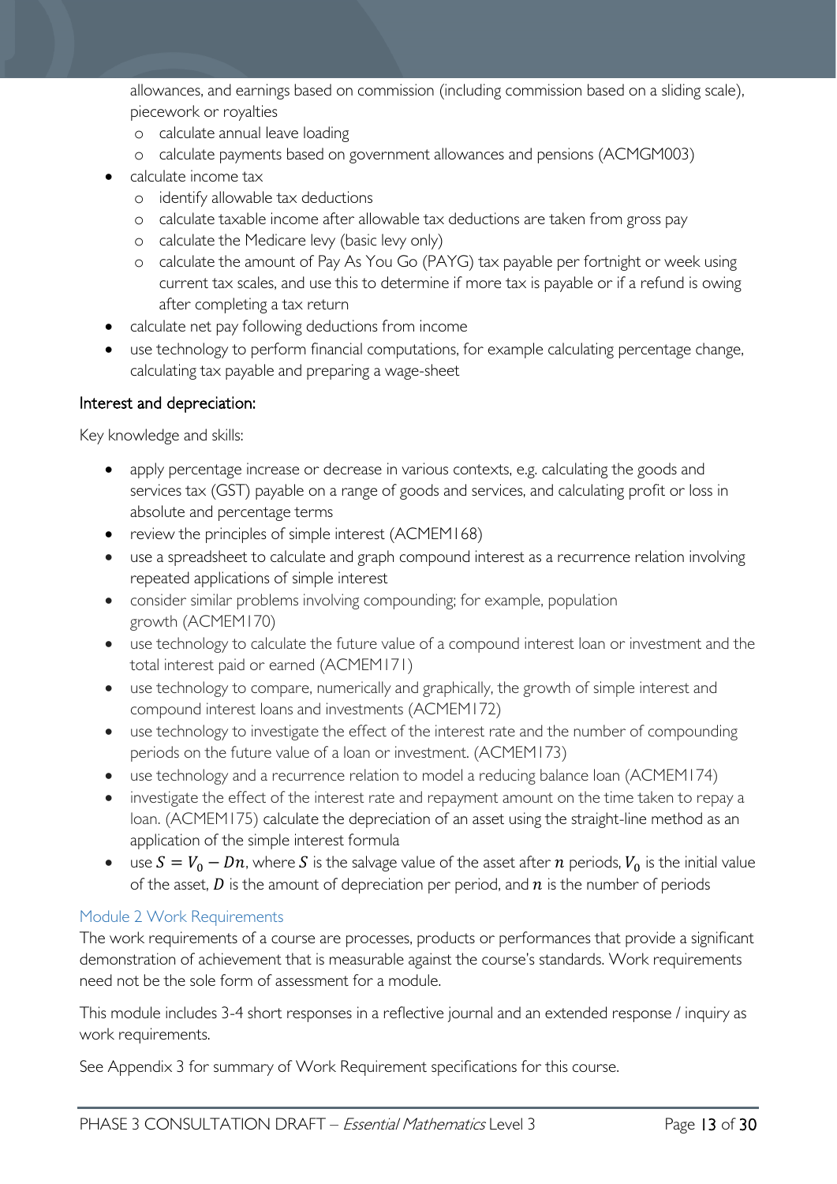allowances, and earnings based on commission (including commission based on a sliding scale), piecework or royalties
    - calculate annual leave loading
    - calculate payments based on government allowances and pensions (ACMGM003)
- calculate income tax
    - identify allowable tax deductions
    - calculate taxable income after allowable tax deductions are taken from gross pay
    - calculate the Medicare levy (basic levy only)
    - calculate the amount of Pay As You Go (PAYG) tax payable per fortnight or week using current tax scales, and use this to determine if more tax is payable or if a refund is owing after completing a tax return
- calculate net pay following deductions from income
- use technology to perform financial computations, for example calculating percentage change, calculating tax payable and preparing a wage-sheet

### Interest and depreciation:

Key knowledge and skills:

- apply percentage increase or decrease in various contexts, e.g. calculating the goods and services tax (GST) payable on a range of goods and services, and calculating profit or loss in absolute and percentage terms
- review the principles of simple interest (ACMEM168)
- use a spreadsheet to calculate and graph compound interest as a recurrence relation involving repeated applications of simple interest
- consider similar problems involving compounding; for example, population growth (ACMEM170)
- use technology to calculate the future value of a compound interest loan or investment and the total interest paid or earned (ACMEM171)
- use technology to compare, numerically and graphically, the growth of simple interest and compound interest loans and investments (ACMEM172)
- use technology to investigate the effect of the interest rate and the number of compounding periods on the future value of a loan or investment. (ACMEM173)
- use technology and a recurrence relation to model a reducing balance loan (ACMEM174)
- investigate the effect of the interest rate and repayment amount on the time taken to repay a loan. (ACMEM175) calculate the depreciation of an asset using the straight-line method as an application of the simple interest formula
- use $S = V_0 - Dn$, where $S$ is the salvage value of the asset after $n$ periods, $V_0$ is the initial value of the asset, $D$ is the amount of depreciation per period, and $n$ is the number of periods

## Module 2 Work Requirements

The work requirements of a course are processes, products or performances that provide a significant demonstration of achievement that is measurable against the course's standards. Work requirements need not be the sole form of assessment for a module.

This module includes 3-4 short responses in a reflective journal and an extended response / inquiry as work requirements.

See Appendix 3 for summary of Work Requirement specifications for this course.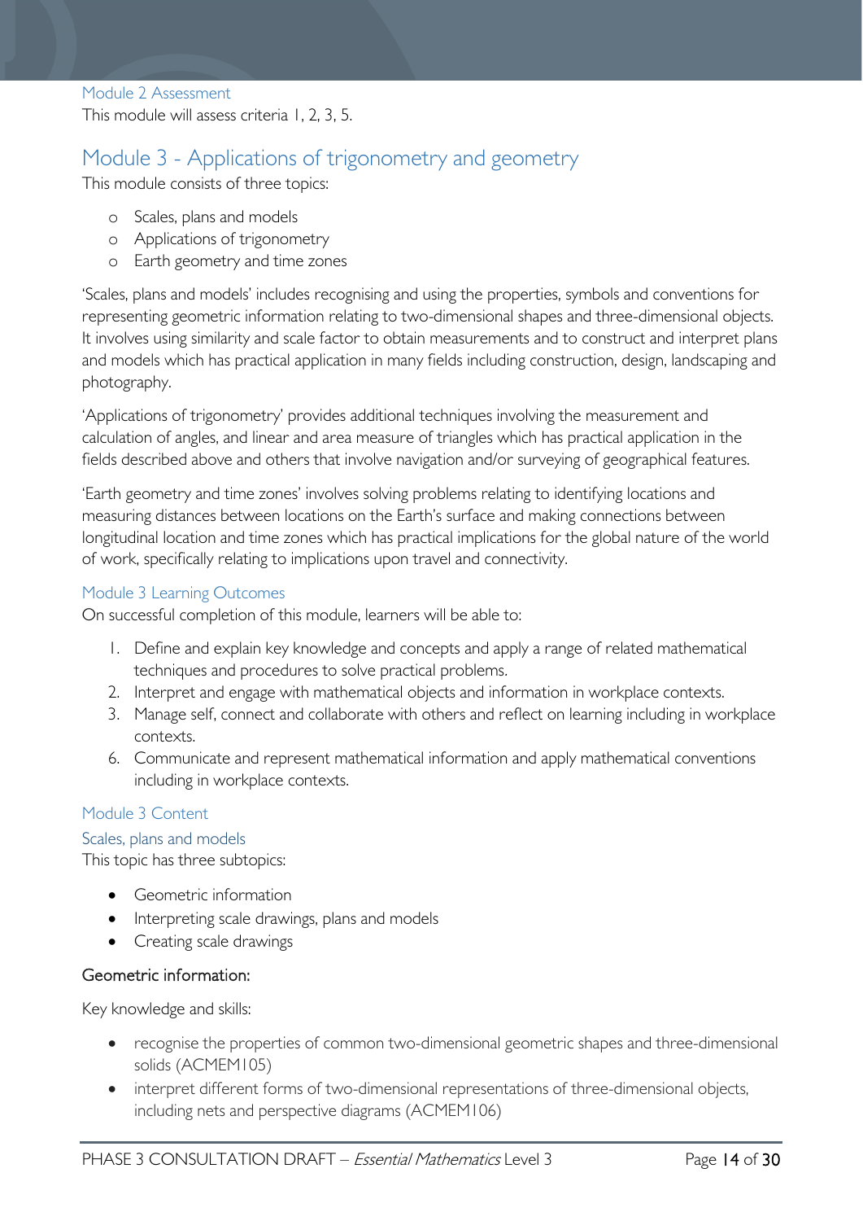### Module 2 Assessment

This module will assess criteria 1, 2, 3, 5.

## Module 3 - Applications of trigonometry and geometry

This module consists of three topics:

- Scales, plans and models
- Applications of trigonometry
- Earth geometry and time zones

'Scales, plans and models' includes recognising and using the properties, symbols and conventions for representing geometric information relating to two-dimensional shapes and three-dimensional objects. It involves using similarity and scale factor to obtain measurements and to construct and interpret plans and models which has practical application in many fields including construction, design, landscaping and photography.

'Applications of trigonometry' provides additional techniques involving the measurement and calculation of angles, and linear and area measure of triangles which has practical application in the fields described above and others that involve navigation and/or surveying of geographical features.

'Earth geometry and time zones' involves solving problems relating to identifying locations and measuring distances between locations on the Earth's surface and making connections between longitudinal location and time zones which has practical implications for the global nature of the world of work, specifically relating to implications upon travel and connectivity.

### Module 3 Learning Outcomes

On successful completion of this module, learners will be able to:

1. Define and explain key knowledge and concepts and apply a range of related mathematical techniques and procedures to solve practical problems.
2. Interpret and engage with mathematical objects and information in workplace contexts.
3. Manage self, connect and collaborate with others and reflect on learning including in workplace contexts.
6. Communicate and represent mathematical information and apply mathematical conventions including in workplace contexts.

### Module 3 Content

#### Scales, plans and models

This topic has three subtopics:

- Geometric information
- Interpreting scale drawings, plans and models
- Creating scale drawings

**Geometric information:**

Key knowledge and skills:

- recognise the properties of common two-dimensional geometric shapes and three-dimensional solids (ACMEM105)
- interpret different forms of two-dimensional representations of three-dimensional objects, including nets and perspective diagrams (ACMEM106)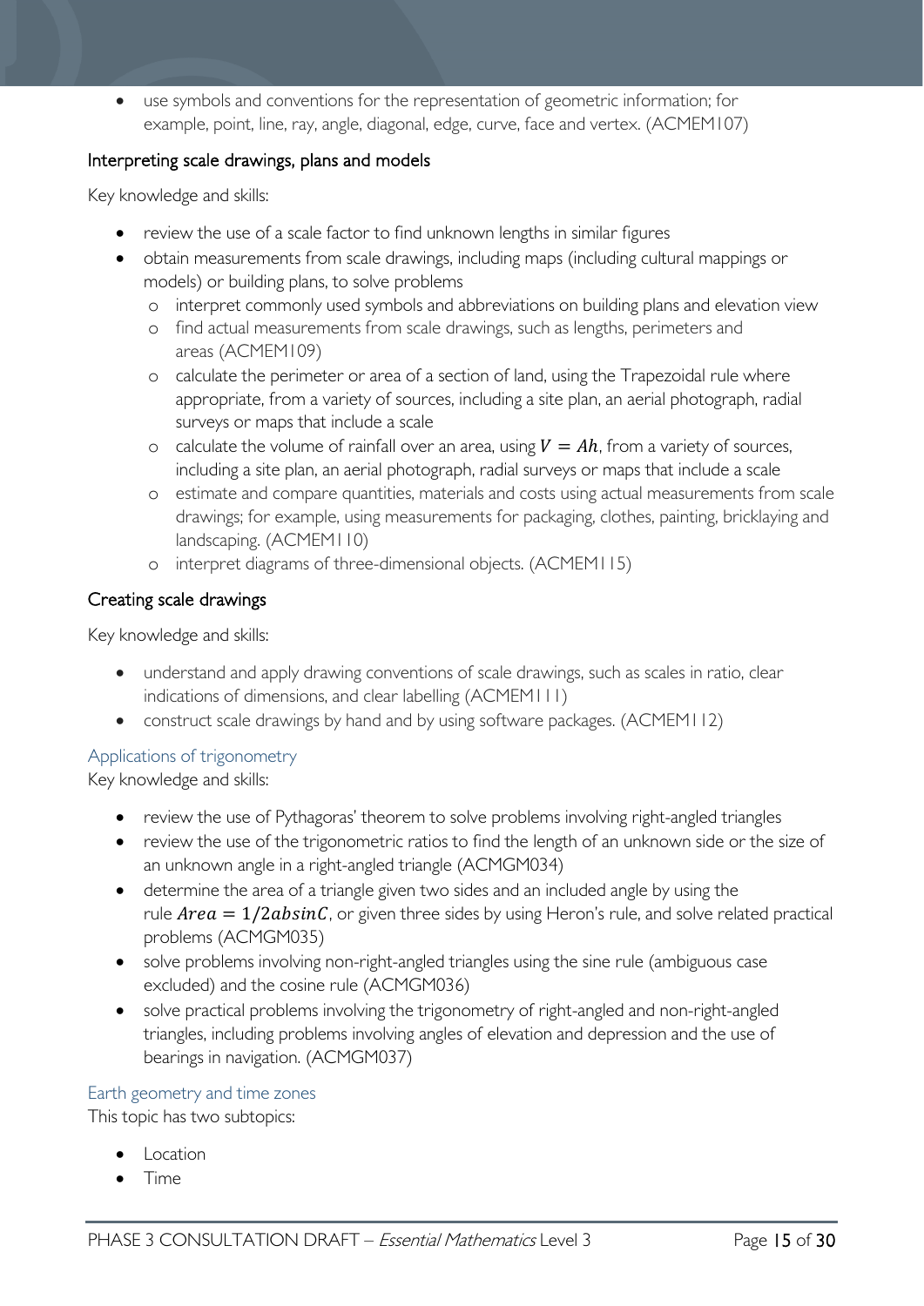- use symbols and conventions for the representation of geometric information; for example, point, line, ray, angle, diagonal, edge, curve, face and vertex. (ACMEM107)

### Interpreting scale drawings, plans and models

Key knowledge and skills:

- review the use of a scale factor to find unknown lengths in similar figures
- obtain measurements from scale drawings, including maps (including cultural mappings or models) or building plans, to solve problems
  - interpret commonly used symbols and abbreviations on building plans and elevation view
  - find actual measurements from scale drawings, such as lengths, perimeters and areas (ACMEM109)
  - calculate the perimeter or area of a section of land, using the Trapezoidal rule where appropriate, from a variety of sources, including a site plan, an aerial photograph, radial surveys or maps that include a scale
  - calculate the volume of rainfall over an area, using $V = Ah$, from a variety of sources, including a site plan, an aerial photograph, radial surveys or maps that include a scale
  - estimate and compare quantities, materials and costs using actual measurements from scale drawings; for example, using measurements for packaging, clothes, painting, bricklaying and landscaping. (ACMEM110)
  - interpret diagrams of three-dimensional objects. (ACMEM115)

### Creating scale drawings

Key knowledge and skills:

- understand and apply drawing conventions of scale drawings, such as scales in ratio, clear indications of dimensions, and clear labelling (ACMEM111)
- construct scale drawings by hand and by using software packages. (ACMEM112)

## Applications of trigonometry

Key knowledge and skills:

- review the use of Pythagoras' theorem to solve problems involving right-angled triangles
- review the use of the trigonometric ratios to find the length of an unknown side or the size of an unknown angle in a right-angled triangle (ACMGM034)
- determine the area of a triangle given two sides and an included angle by using the rule $Area = 1/2absinC$, or given three sides by using Heron's rule, and solve related practical problems (ACMGM035)
- solve problems involving non-right-angled triangles using the sine rule (ambiguous case excluded) and the cosine rule (ACMGM036)
- solve practical problems involving the trigonometry of right-angled and non-right-angled triangles, including problems involving angles of elevation and depression and the use of bearings in navigation. (ACMGM037)

## Earth geometry and time zones

This topic has two subtopics:

- Location
- Time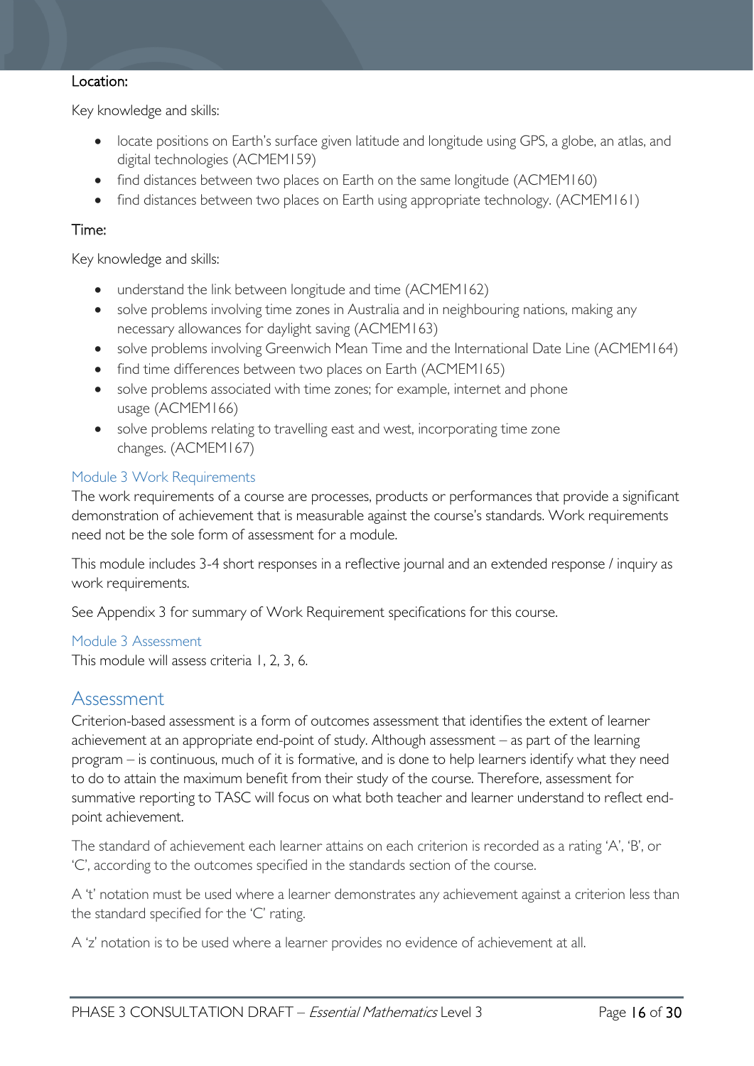Location:

Key knowledge and skills:

- locate positions on Earth's surface given latitude and longitude using GPS, a globe, an atlas, and digital technologies (ACMEM159)
- find distances between two places on Earth on the same longitude (ACMEM160)
- find distances between two places on Earth using appropriate technology. (ACMEM161)

Time:

Key knowledge and skills:

- understand the link between longitude and time (ACMEM162)
- solve problems involving time zones in Australia and in neighbouring nations, making any necessary allowances for daylight saving (ACMEM163)
- solve problems involving Greenwich Mean Time and the International Date Line (ACMEM164)
- find time differences between two places on Earth (ACMEM165)
- solve problems associated with time zones; for example, internet and phone usage (ACMEM166)
- solve problems relating to travelling east and west, incorporating time zone changes. (ACMEM167)

### Module 3 Work Requirements

The work requirements of a course are processes, products or performances that provide a significant demonstration of achievement that is measurable against the course's standards. Work requirements need not be the sole form of assessment for a module.

This module includes 3-4 short responses in a reflective journal and an extended response / inquiry as work requirements.

See Appendix 3 for summary of Work Requirement specifications for this course.

### Module 3 Assessment

This module will assess criteria 1, 2, 3, 6.

## Assessment

Criterion-based assessment is a form of outcomes assessment that identifies the extent of learner achievement at an appropriate end-point of study. Although assessment – as part of the learning program – is continuous, much of it is formative, and is done to help learners identify what they need to do to attain the maximum benefit from their study of the course. Therefore, assessment for summative reporting to TASC will focus on what both teacher and learner understand to reflect end-point achievement.

The standard of achievement each learner attains on each criterion is recorded as a rating 'A', 'B', or 'C', according to the outcomes specified in the standards section of the course.

A 't' notation must be used where a learner demonstrates any achievement against a criterion less than the standard specified for the 'C' rating.

A 'z' notation is to be used where a learner provides no evidence of achievement at all.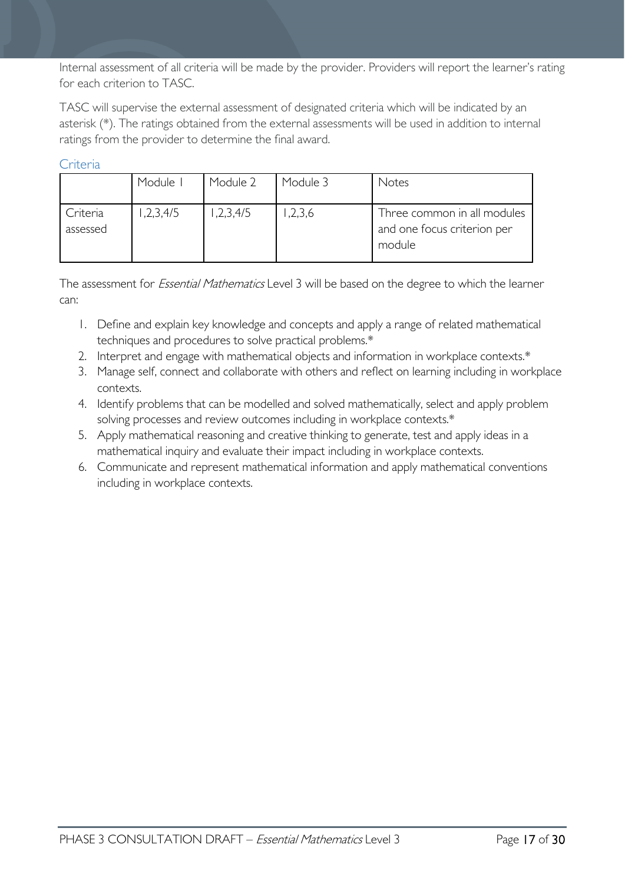Internal assessment of all criteria will be made by the provider. Providers will report the learner's rating for each criterion to TASC.

TASC will supervise the external assessment of designated criteria which will be indicated by an asterisk (*). The ratings obtained from the external assessments will be used in addition to internal ratings from the provider to determine the final award.

### Criteria

| | Module 1 | Module 2 | Module 3 | Notes |
|---|---|---|---|---|
| Criteria assessed | 1,2,3,4/5 | 1,2,3,4/5 | 1,2,3,6 | Three common in all modules and one focus criterion per module |

The assessment for *Essential Mathematics* Level 3 will be based on the degree to which the learner can:

1. Define and explain key knowledge and concepts and apply a range of related mathematical techniques and procedures to solve practical problems.*
2. Interpret and engage with mathematical objects and information in workplace contexts.*
3. Manage self, connect and collaborate with others and reflect on learning including in workplace contexts.
4. Identify problems that can be modelled and solved mathematically, select and apply problem solving processes and review outcomes including in workplace contexts.*
5. Apply mathematical reasoning and creative thinking to generate, test and apply ideas in a mathematical inquiry and evaluate their impact including in workplace contexts.
6. Communicate and represent mathematical information and apply mathematical conventions including in workplace contexts.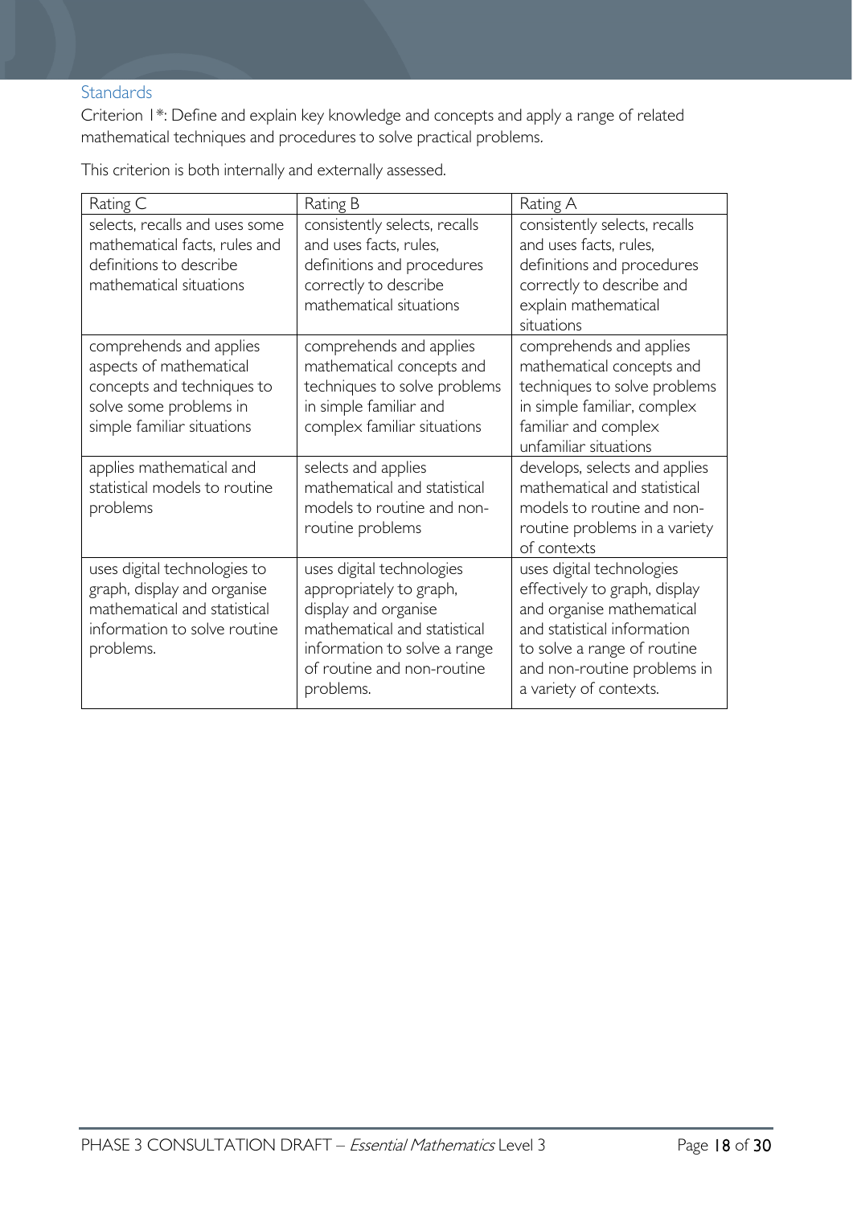### Standards

Criterion 1*: Define and explain key knowledge and concepts and apply a range of related mathematical techniques and procedures to solve practical problems.

This criterion is both internally and externally assessed.

| Rating C | Rating B | Rating A |
|---|---|---|
| selects, recalls and uses some mathematical facts, rules and definitions to describe mathematical situations | consistently selects, recalls and uses facts, rules, definitions and procedures correctly to describe mathematical situations | consistently selects, recalls and uses facts, rules, definitions and procedures correctly to describe and explain mathematical situations |
| comprehends and applies aspects of mathematical concepts and techniques to solve some problems in simple familiar situations | comprehends and applies mathematical concepts and techniques to solve problems in simple familiar and complex familiar situations | comprehends and applies mathematical concepts and techniques to solve problems in simple familiar, complex familiar and complex unfamiliar situations |
| applies mathematical and statistical models to routine problems | selects and applies mathematical and statistical models to routine and non-routine problems | develops, selects and applies mathematical and statistical models to routine and non-routine problems in a variety of contexts |
| uses digital technologies to graph, display and organise mathematical and statistical information to solve routine problems. | uses digital technologies appropriately to graph, display and organise mathematical and statistical information to solve a range of routine and non-routine problems. | uses digital technologies effectively to graph, display and organise mathematical and statistical information to solve a range of routine and non-routine problems in a variety of contexts. |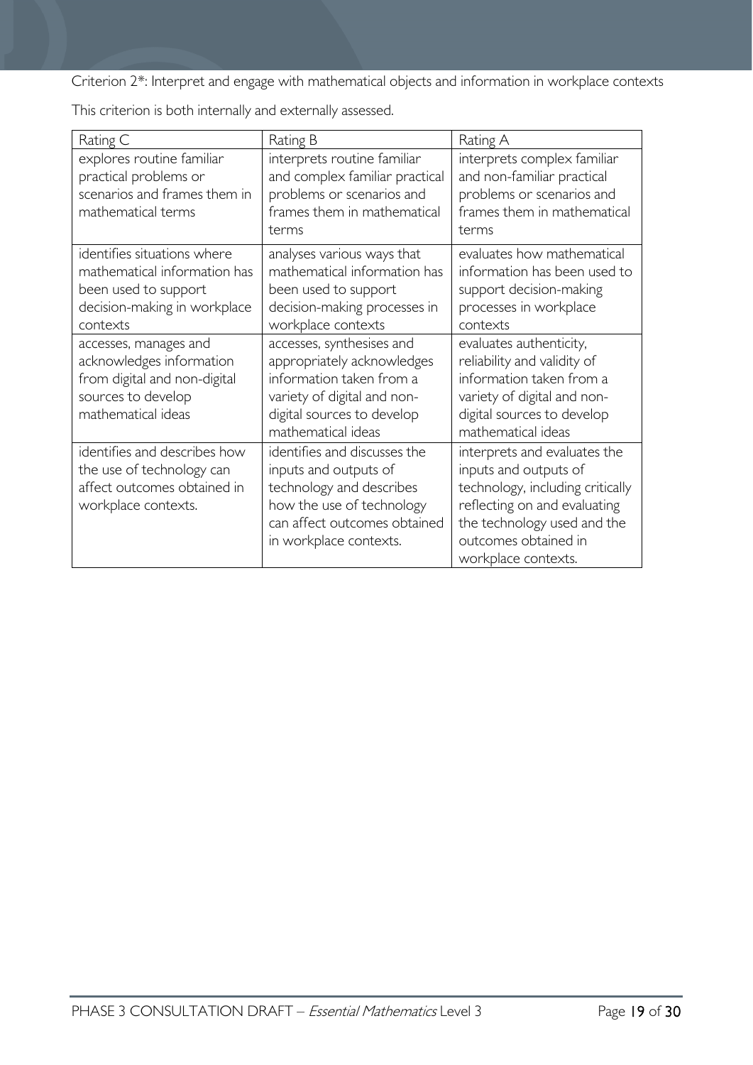Criterion 2*: Interpret and engage with mathematical objects and information in workplace contexts

This criterion is both internally and externally assessed.

| Rating C | Rating B | Rating A |
| --- | --- | --- |
| explores routine familiar practical problems or scenarios and frames them in mathematical terms | interprets routine familiar and complex familiar practical problems or scenarios and frames them in mathematical terms | interprets complex familiar and non-familiar practical problems or scenarios and frames them in mathematical terms |
| identifies situations where mathematical information has been used to support decision-making in workplace contexts | analyses various ways that mathematical information has been used to support decision-making processes in workplace contexts | evaluates how mathematical information has been used to support decision-making processes in workplace contexts |
| accesses, manages and acknowledges information from digital and non-digital sources to develop mathematical ideas | accesses, synthesises and appropriately acknowledges information taken from a variety of digital and non-digital sources to develop mathematical ideas | evaluates authenticity, reliability and validity of information taken from a variety of digital and non-digital sources to develop mathematical ideas |
| identifies and describes how the use of technology can affect outcomes obtained in workplace contexts. | identifies and discusses the inputs and outputs of technology and describes how the use of technology can affect outcomes obtained in workplace contexts. | interprets and evaluates the inputs and outputs of technology, including critically reflecting on and evaluating the technology used and the outcomes obtained in workplace contexts. |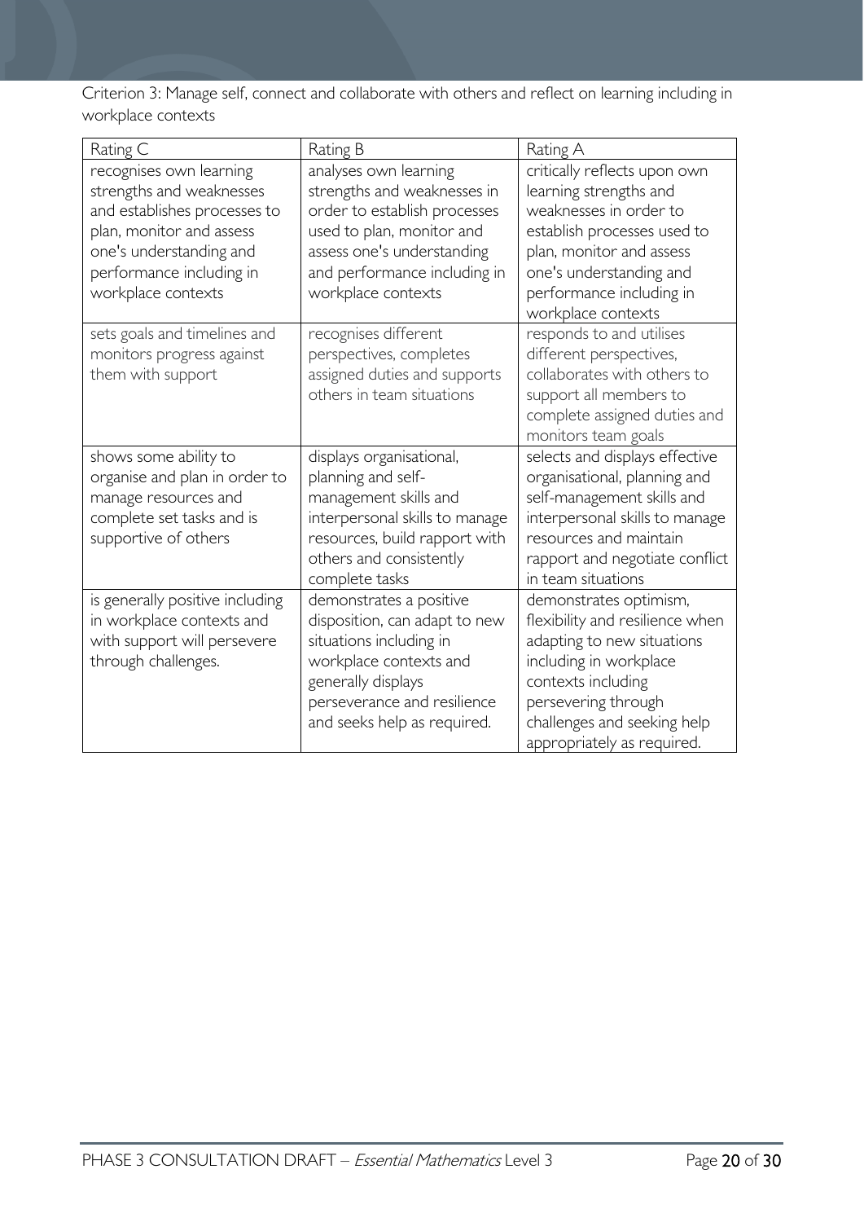Criterion 3: Manage self, connect and collaborate with others and reflect on learning including in workplace contexts

| Rating C | Rating B | Rating A |
| --- | --- | --- |
| recognises own learning strengths and weaknesses and establishes processes to plan, monitor and assess one's understanding and performance including in workplace contexts | analyses own learning strengths and weaknesses in order to establish processes used to plan, monitor and assess one's understanding and performance including in workplace contexts | critically reflects upon own learning strengths and weaknesses in order to establish processes used to plan, monitor and assess one's understanding and performance including in workplace contexts |
| sets goals and timelines and monitors progress against them with support | recognises different perspectives, completes assigned duties and supports others in team situations | responds to and utilises different perspectives, collaborates with others to support all members to complete assigned duties and monitors team goals |
| shows some ability to organise and plan in order to manage resources and complete set tasks and is supportive of others | displays organisational, planning and self-management skills and interpersonal skills to manage resources, build rapport with others and consistently complete tasks | selects and displays effective organisational, planning and self-management skills and interpersonal skills to manage resources and maintain rapport and negotiate conflict in team situations |
| is generally positive including in workplace contexts and with support will persevere through challenges. | demonstrates a positive disposition, can adapt to new situations including in workplace contexts and generally displays perseverance and resilience and seeks help as required. | demonstrates optimism, flexibility and resilience when adapting to new situations including in workplace contexts including persevering through challenges and seeking help appropriately as required. |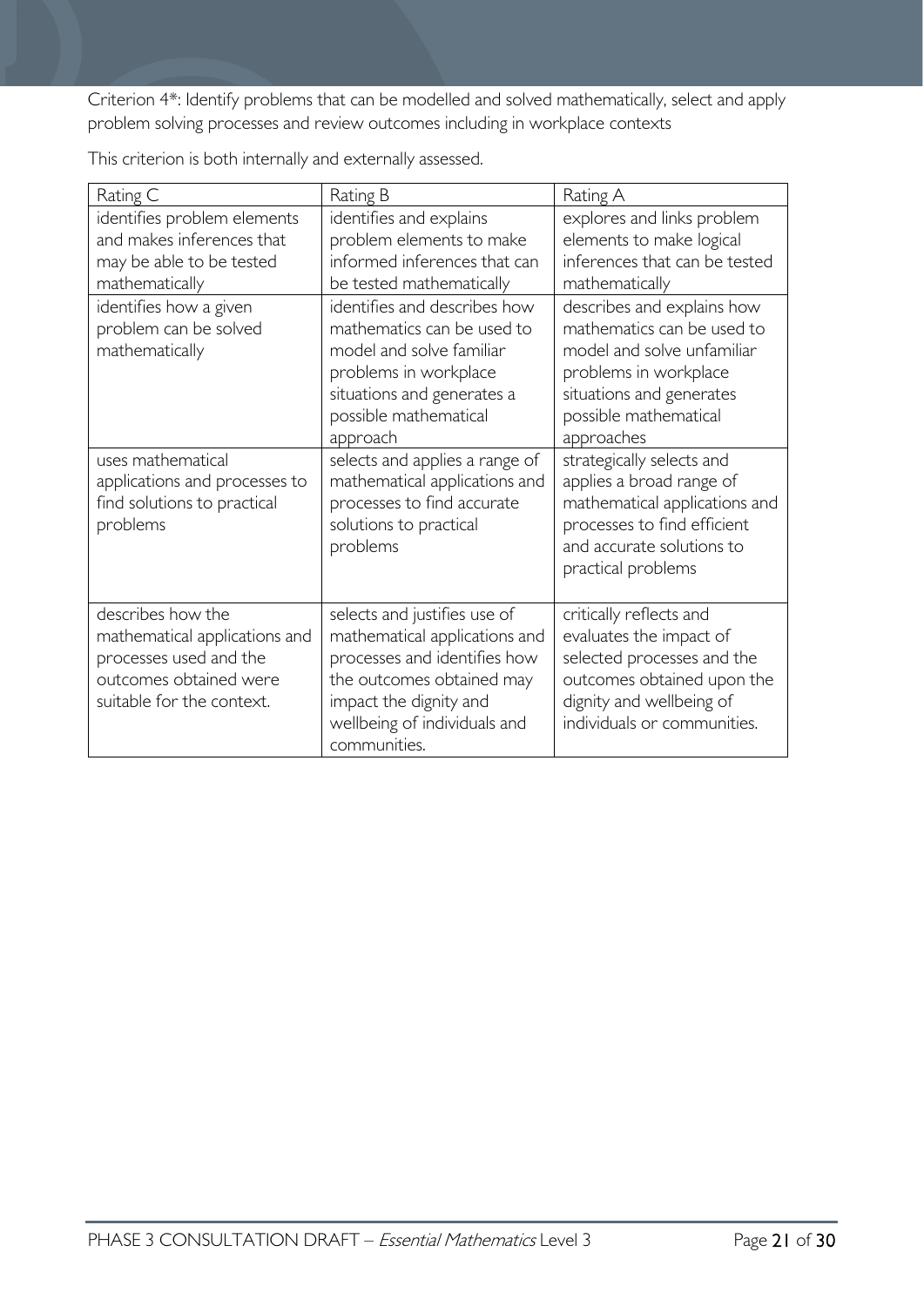Criterion 4*: Identify problems that can be modelled and solved mathematically, select and apply problem solving processes and review outcomes including in workplace contexts

This criterion is both internally and externally assessed.

| Rating C | Rating B | Rating A |
|---|---|---|
| identifies problem elements and makes inferences that may be able to be tested mathematically | identifies and explains problem elements to make informed inferences that can be tested mathematically | explores and links problem elements to make logical inferences that can be tested mathematically |
| identifies how a given problem can be solved mathematically | identifies and describes how mathematics can be used to model and solve familiar problems in workplace situations and generates a possible mathematical approach | describes and explains how mathematics can be used to model and solve unfamiliar problems in workplace situations and generates possible mathematical approaches |
| uses mathematical applications and processes to find solutions to practical problems | selects and applies a range of mathematical applications and processes to find accurate solutions to practical problems | strategically selects and applies a broad range of mathematical applications and processes to find efficient and accurate solutions to practical problems |
| describes how the mathematical applications and processes used and the outcomes obtained were suitable for the context. | selects and justifies use of mathematical applications and processes and identifies how the outcomes obtained may impact the dignity and wellbeing of individuals and communities. | critically reflects and evaluates the impact of selected processes and the outcomes obtained upon the dignity and wellbeing of individuals or communities. |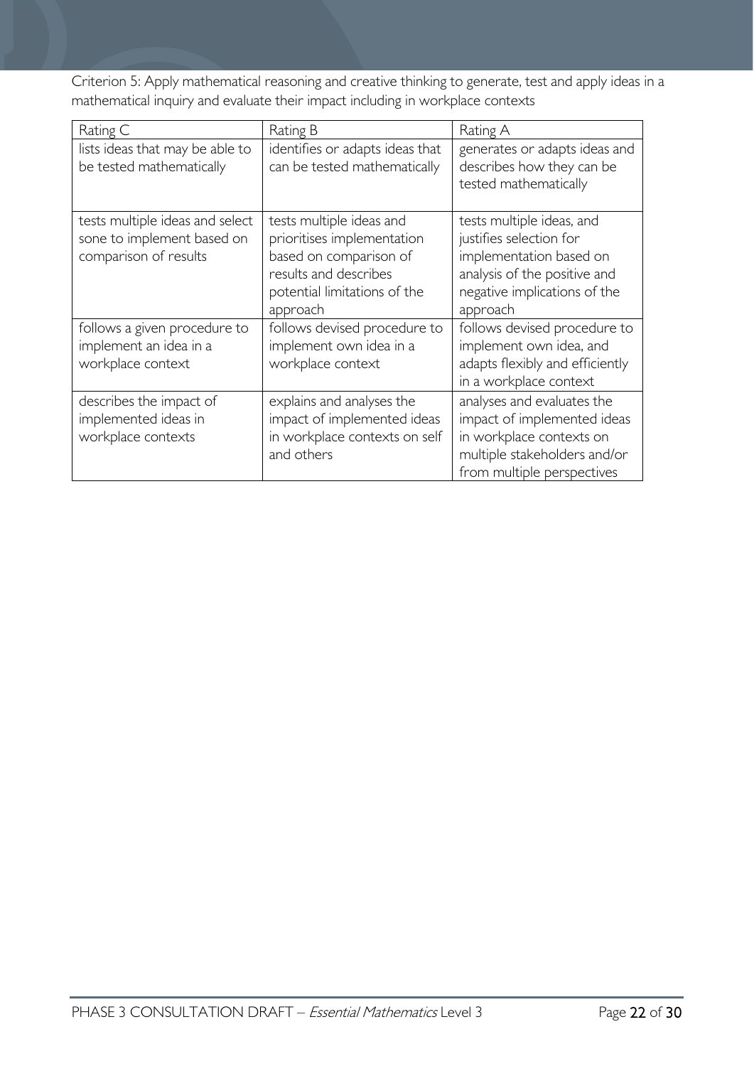Criterion 5: Apply mathematical reasoning and creative thinking to generate, test and apply ideas in a mathematical inquiry and evaluate their impact including in workplace contexts

| Rating C | Rating B | Rating A |
| --- | --- | --- |
| lists ideas that may be able to be tested mathematically | identifies or adapts ideas that can be tested mathematically | generates or adapts ideas and describes how they can be tested mathematically |
| tests multiple ideas and select sone to implement based on comparison of results | tests multiple ideas and prioritises implementation based on comparison of results and describes potential limitations of the approach | tests multiple ideas, and justifies selection for implementation based on analysis of the positive and negative implications of the approach |
| follows a given procedure to implement an idea in a workplace context | follows devised procedure to implement own idea in a workplace context | follows devised procedure to implement own idea, and adapts flexibly and efficiently in a workplace context |
| describes the impact of implemented ideas in workplace contexts | explains and analyses the impact of implemented ideas in workplace contexts on self and others | analyses and evaluates the impact of implemented ideas in workplace contexts on multiple stakeholders and/or from multiple perspectives |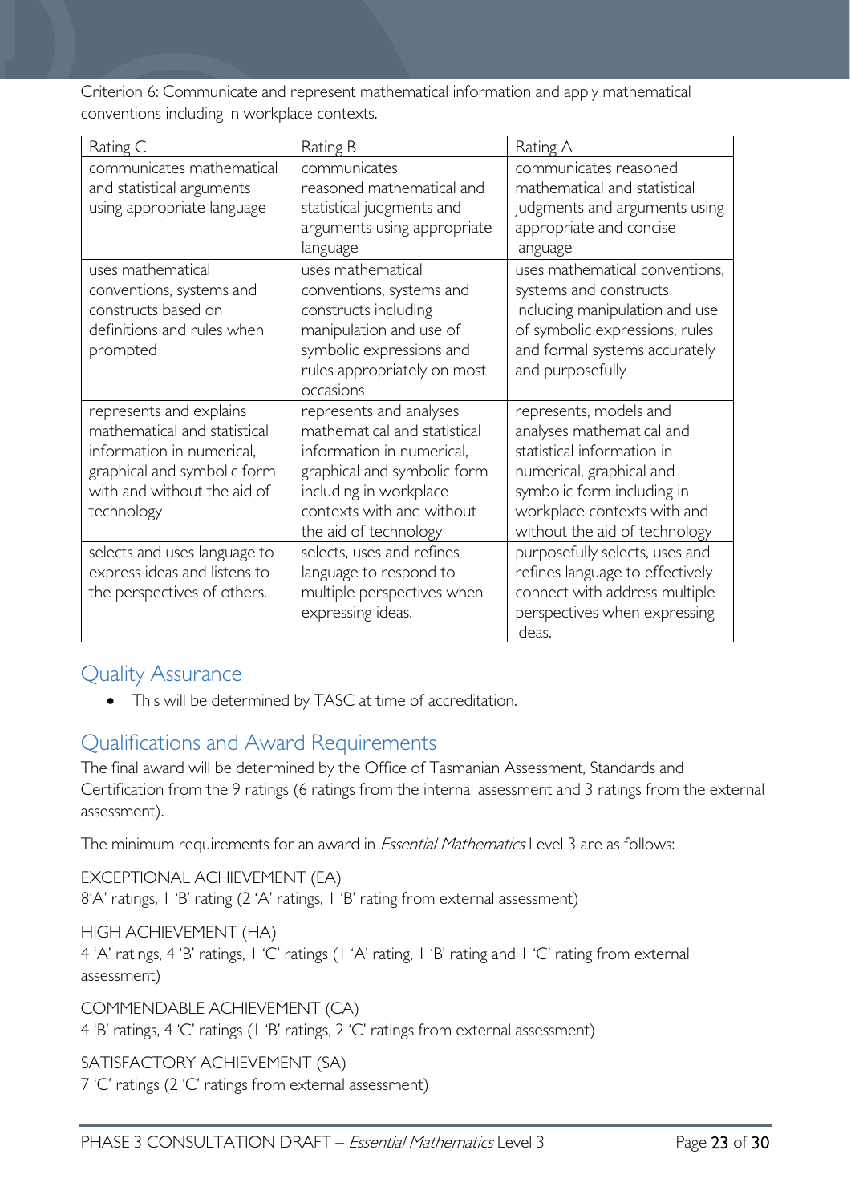Criterion 6: Communicate and represent mathematical information and apply mathematical conventions including in workplace contexts.

| Rating C | Rating B | Rating A |
|---|---|---|
| communicates mathematical and statistical arguments using appropriate language | communicates reasoned mathematical and statistical judgments and arguments using appropriate language | communicates reasoned mathematical and statistical judgments and arguments using appropriate and concise language |
| uses mathematical conventions, systems and constructs based on definitions and rules when prompted | uses mathematical conventions, systems and constructs including manipulation and use of symbolic expressions and rules appropriately on most occasions | uses mathematical conventions, systems and constructs including manipulation and use of symbolic expressions, rules and formal systems accurately and purposefully |
| represents and explains mathematical and statistical information in numerical, graphical and symbolic form with and without the aid of technology | represents and analyses mathematical and statistical information in numerical, graphical and symbolic form including in workplace contexts with and without the aid of technology | represents, models and analyses mathematical and statistical information in numerical, graphical and symbolic form including in workplace contexts with and without the aid of technology |
| selects and uses language to express ideas and listens to the perspectives of others. | selects, uses and refines language to respond to multiple perspectives when expressing ideas. | purposefully selects, uses and refines language to effectively connect with address multiple perspectives when expressing ideas. |

## Quality Assurance

- This will be determined by TASC at time of accreditation.

## Qualifications and Award Requirements

The final award will be determined by the Office of Tasmanian Assessment, Standards and Certification from the 9 ratings (6 ratings from the internal assessment and 3 ratings from the external assessment).

The minimum requirements for an award in *Essential Mathematics* Level 3 are as follows:

EXCEPTIONAL ACHIEVEMENT (EA)
8'A' ratings, 1 'B' rating (2 'A' ratings, 1 'B' rating from external assessment)

HIGH ACHIEVEMENT (HA)
4 'A' ratings, 4 'B' ratings, 1 'C' ratings (1 'A' rating, 1 'B' rating and 1 'C' rating from external assessment)

COMMENDABLE ACHIEVEMENT (CA)
4 'B' ratings, 4 'C' ratings (1 'B' ratings, 2 'C' ratings from external assessment)

SATISFACTORY ACHIEVEMENT (SA)
7 'C' ratings (2 'C' ratings from external assessment)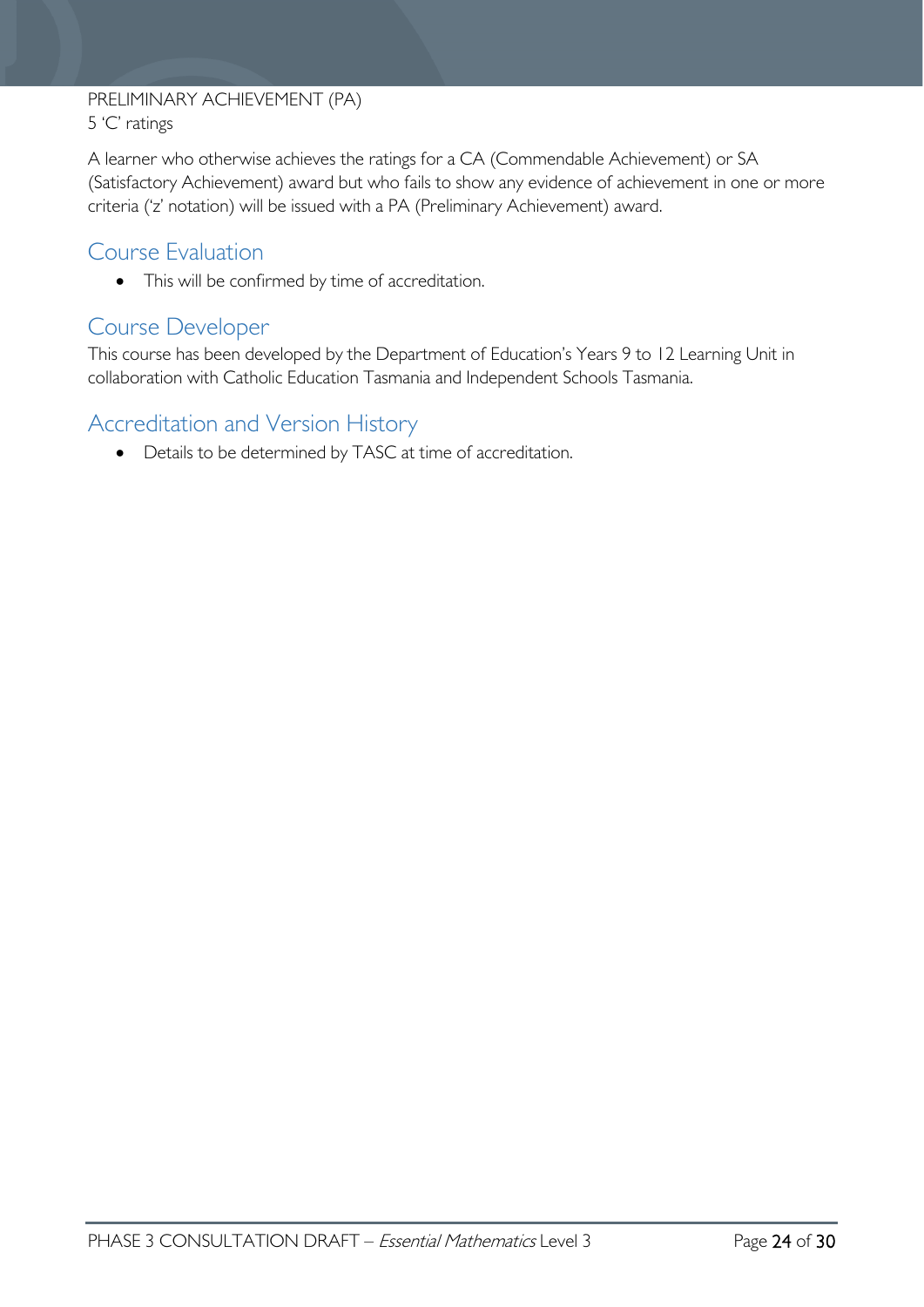PRELIMINARY ACHIEVEMENT (PA)
5 'C' ratings

A learner who otherwise achieves the ratings for a CA (Commendable Achievement) or SA (Satisfactory Achievement) award but who fails to show any evidence of achievement in one or more criteria ('z' notation) will be issued with a PA (Preliminary Achievement) award.

## Course Evaluation

- This will be confirmed by time of accreditation.

## Course Developer

This course has been developed by the Department of Education's Years 9 to 12 Learning Unit in collaboration with Catholic Education Tasmania and Independent Schools Tasmania.

## Accreditation and Version History

- Details to be determined by TASC at time of accreditation.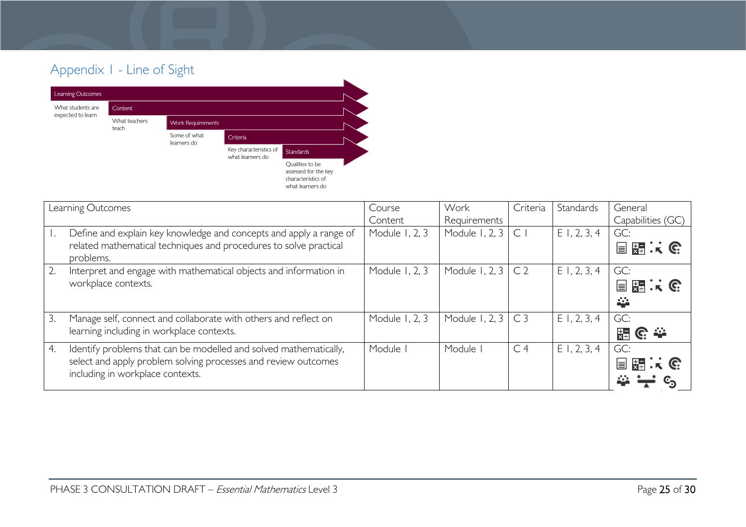## Appendix 1 - Line of Sight

| Learning Outcomes | Content | Work Requirements | Criteria | Standards |
|---|---|---|---|---|
| What students are expected to learn | What teachers teach | Some of what learners do | Key characteristics of what learners do | Qualities to be assessed for the key characteristics of what learners do |

| Learning Outcomes | Course Content | Work Requirements | Criteria | Standards | General Capabilities (GC) |
|---|---|---|---|---|---|
| 1. Define and explain key knowledge and concepts and apply a range of related mathematical techniques and procedures to solve practical problems. | Module 1, 2, 3 | Module 1, 2, 3 | C 1 | E 1, 2, 3, 4 | GC: |
| 2. Interpret and engage with mathematical objects and information in workplace contexts. | Module 1, 2, 3 | Module 1, 2, 3 | C 2 | E 1, 2, 3, 4 | GC: |
| 3. Manage self, connect and collaborate with others and reflect on learning including in workplace contexts. | Module 1, 2, 3 | Module 1, 2, 3 | C 3 | E 1, 2, 3, 4 | GC: |
| 4. Identify problems that can be modelled and solved mathematically, select and apply problem solving processes and review outcomes including in workplace contexts. | Module 1 | Module 1 | C 4 | E 1, 2, 3, 4 | GC: |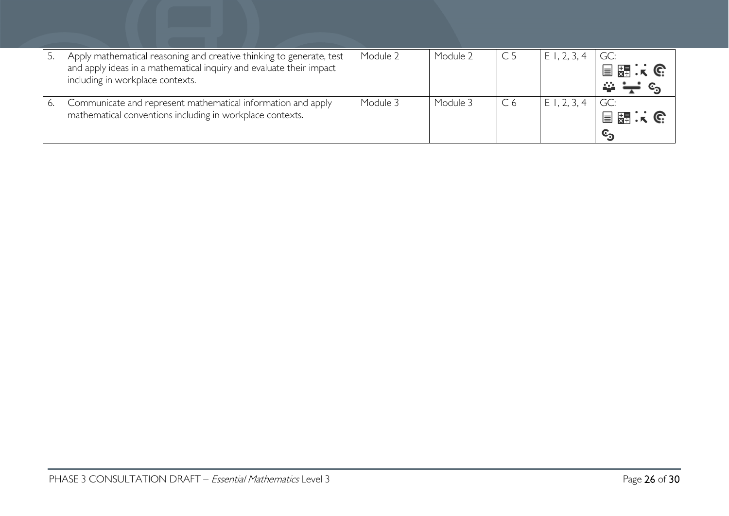| | | | | | |
|---|---|---|---|---|---|
| 5. Apply mathematical reasoning and creative thinking to generate, test and apply ideas in a mathematical inquiry and evaluate their impact including in workplace contexts. | Module 2 | Module 2 | C 5 | E 1, 2, 3, 4 | GC: |
| 6. Communicate and represent mathematical information and apply mathematical conventions including in workplace contexts. | Module 3 | Module 3 | C 6 | E 1, 2, 3, 4 | GC: |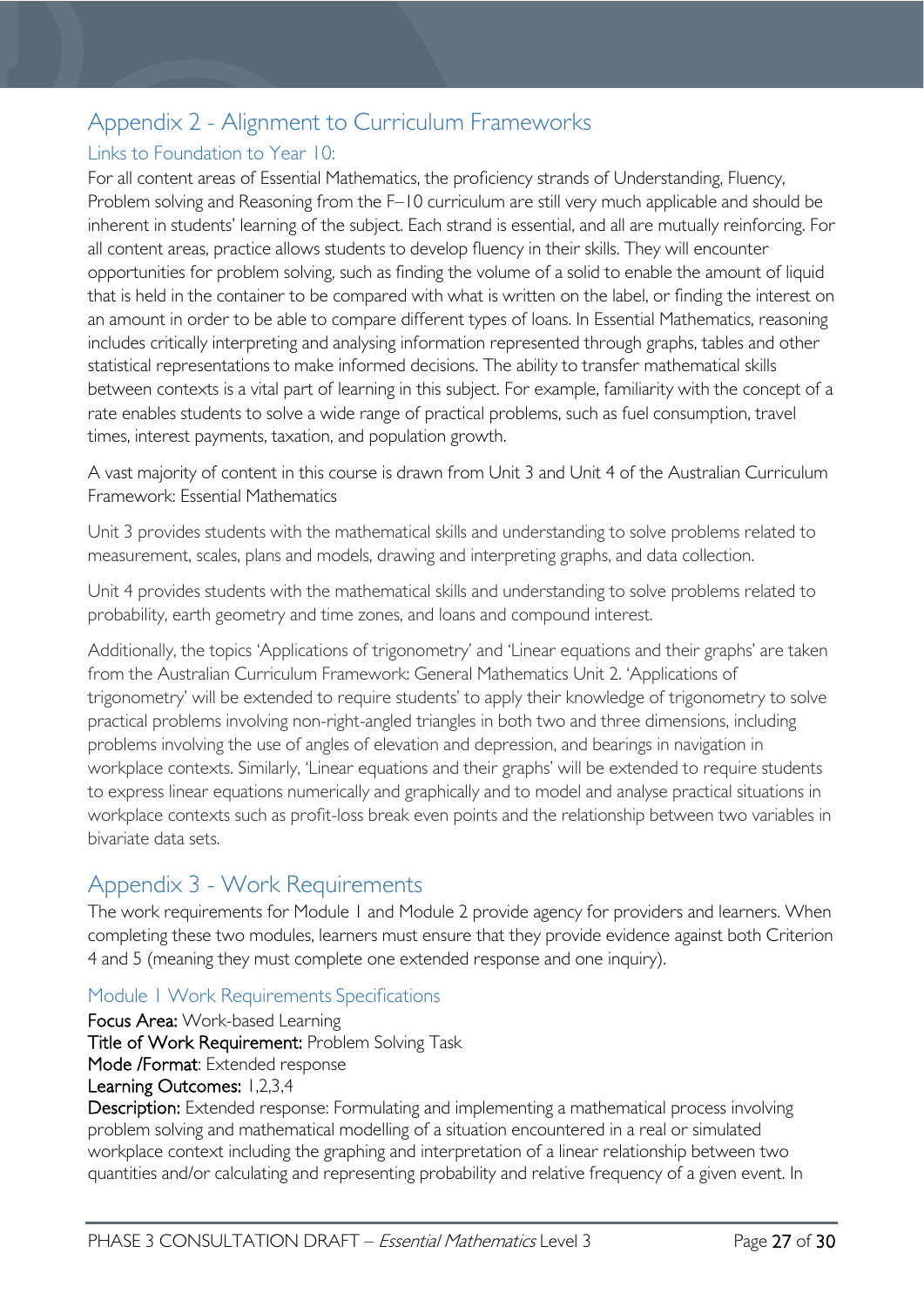## Appendix 2 - Alignment to Curriculum Frameworks

### Links to Foundation to Year 10:

For all content areas of Essential Mathematics, the proficiency strands of Understanding, Fluency, Problem solving and Reasoning from the F–10 curriculum are still very much applicable and should be inherent in students' learning of the subject. Each strand is essential, and all are mutually reinforcing. For all content areas, practice allows students to develop fluency in their skills. They will encounter opportunities for problem solving, such as finding the volume of a solid to enable the amount of liquid that is held in the container to be compared with what is written on the label, or finding the interest on an amount in order to be able to compare different types of loans. In Essential Mathematics, reasoning includes critically interpreting and analysing information represented through graphs, tables and other statistical representations to make informed decisions. The ability to transfer mathematical skills between contexts is a vital part of learning in this subject. For example, familiarity with the concept of a rate enables students to solve a wide range of practical problems, such as fuel consumption, travel times, interest payments, taxation, and population growth.

A vast majority of content in this course is drawn from Unit 3 and Unit 4 of the Australian Curriculum Framework: Essential Mathematics

Unit 3 provides students with the mathematical skills and understanding to solve problems related to measurement, scales, plans and models, drawing and interpreting graphs, and data collection.

Unit 4 provides students with the mathematical skills and understanding to solve problems related to probability, earth geometry and time zones, and loans and compound interest.

Additionally, the topics 'Applications of trigonometry' and 'Linear equations and their graphs' are taken from the Australian Curriculum Framework: General Mathematics Unit 2. 'Applications of trigonometry' will be extended to require students' to apply their knowledge of trigonometry to solve practical problems involving non-right-angled triangles in both two and three dimensions, including problems involving the use of angles of elevation and depression, and bearings in navigation in workplace contexts. Similarly, 'Linear equations and their graphs' will be extended to require students to express linear equations numerically and graphically and to model and analyse practical situations in workplace contexts such as profit-loss break even points and the relationship between two variables in bivariate data sets.

## Appendix 3 - Work Requirements

The work requirements for Module 1 and Module 2 provide agency for providers and learners. When completing these two modules, learners must ensure that they provide evidence against both Criterion 4 and 5 (meaning they must complete one extended response and one inquiry).

### Module 1 Work Requirements Specifications

Focus Area: Work-based Learning
Title of Work Requirement: Problem Solving Task
Mode /Format: Extended response
Learning Outcomes: 1,2,3,4
Description: Extended response: Formulating and implementing a mathematical process involving problem solving and mathematical modelling of a situation encountered in a real or simulated workplace context including the graphing and interpretation of a linear relationship between two quantities and/or calculating and representing probability and relative frequency of a given event. In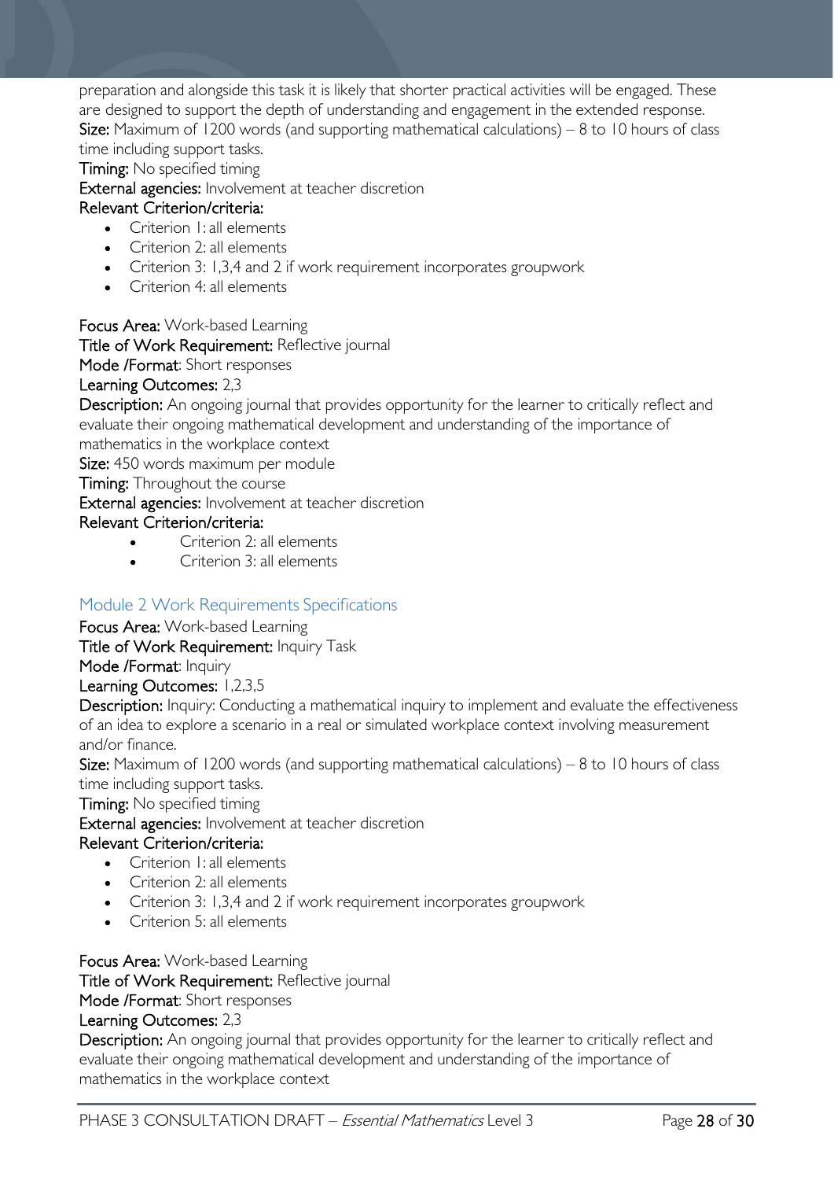preparation and alongside this task it is likely that shorter practical activities will be engaged. These are designed to support the depth of understanding and engagement in the extended response.

**Size:** Maximum of 1200 words (and supporting mathematical calculations) – 8 to 10 hours of class time including support tasks.

**Timing:** No specified timing

**External agencies:** Involvement at teacher discretion

**Relevant Criterion/criteria:**

- Criterion 1: all elements
- Criterion 2: all elements
- Criterion 3: 1,3,4 and 2 if work requirement incorporates groupwork
- Criterion 4: all elements

**Focus Area:** Work-based Learning

**Title of Work Requirement:** Reflective journal

**Mode /Format**: Short responses

**Learning Outcomes:** 2,3

**Description:** An ongoing journal that provides opportunity for the learner to critically reflect and evaluate their ongoing mathematical development and understanding of the importance of mathematics in the workplace context

**Size:** 450 words maximum per module

**Timing:** Throughout the course

**External agencies:** Involvement at teacher discretion

**Relevant Criterion/criteria:**

- Criterion 2: all elements
- Criterion 3: all elements

## Module 2 Work Requirements Specifications

**Focus Area:** Work-based Learning

**Title of Work Requirement:** Inquiry Task

**Mode /Format**: Inquiry

**Learning Outcomes:** 1,2,3,5

**Description:** Inquiry: Conducting a mathematical inquiry to implement and evaluate the effectiveness of an idea to explore a scenario in a real or simulated workplace context involving measurement and/or finance.

**Size:** Maximum of 1200 words (and supporting mathematical calculations) – 8 to 10 hours of class time including support tasks.

**Timing:** No specified timing

**External agencies:** Involvement at teacher discretion

**Relevant Criterion/criteria:**

- Criterion 1: all elements
- Criterion 2: all elements
- Criterion 3: 1,3,4 and 2 if work requirement incorporates groupwork
- Criterion 5: all elements

**Focus Area:** Work-based Learning

**Title of Work Requirement:** Reflective journal

**Mode /Format**: Short responses

**Learning Outcomes:** 2,3

**Description:** An ongoing journal that provides opportunity for the learner to critically reflect and evaluate their ongoing mathematical development and understanding of the importance of mathematics in the workplace context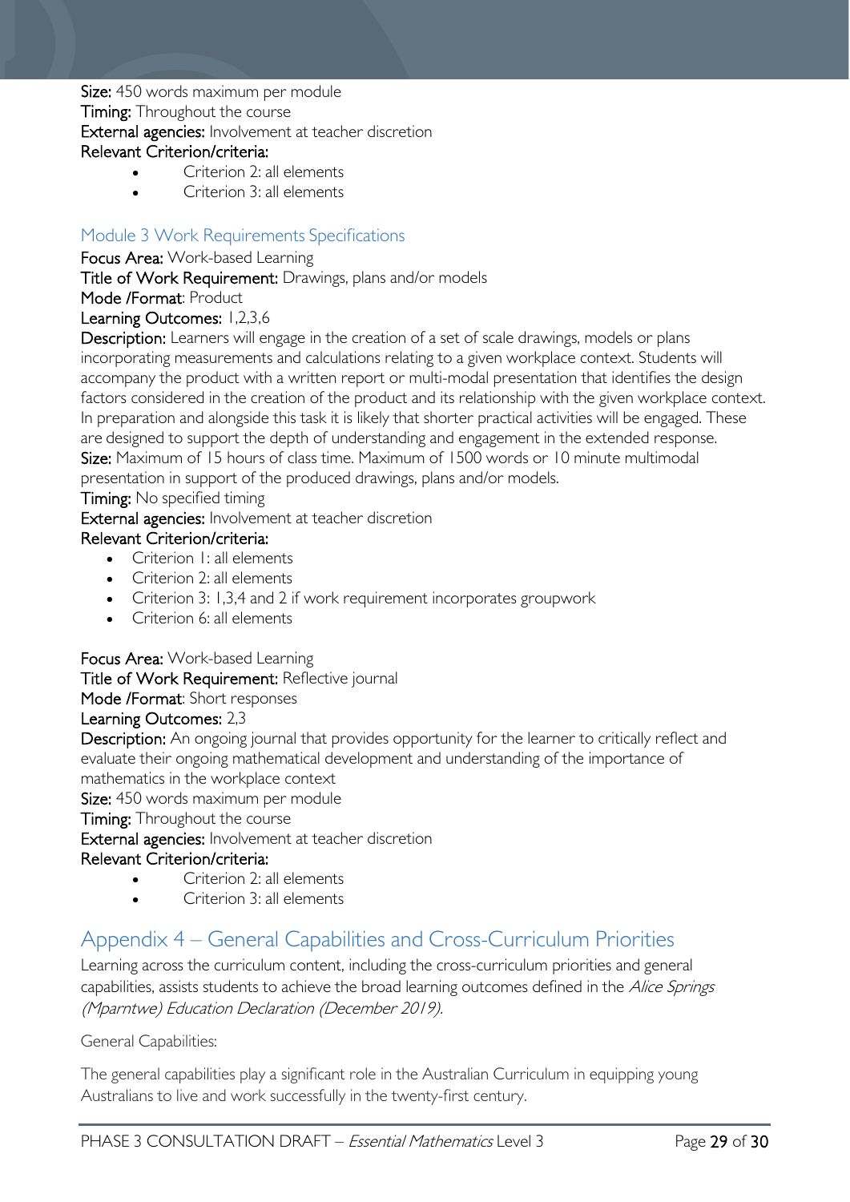**Size:** 450 words maximum per module
**Timing:** Throughout the course
**External agencies:** Involvement at teacher discretion
**Relevant Criterion/criteria:**

- Criterion 2: all elements
- Criterion 3: all elements

### Module 3 Work Requirements Specifications

**Focus Area:** Work-based Learning
**Title of Work Requirement:** Drawings, plans and/or models
**Mode /Format**: Product
**Learning Outcomes:** 1,2,3,6
**Description:** Learners will engage in the creation of a set of scale drawings, models or plans incorporating measurements and calculations relating to a given workplace context. Students will accompany the product with a written report or multi-modal presentation that identifies the design factors considered in the creation of the product and its relationship with the given workplace context. In preparation and alongside this task it is likely that shorter practical activities will be engaged. These are designed to support the depth of understanding and engagement in the extended response.
**Size:** Maximum of 15 hours of class time. Maximum of 1500 words or 10 minute multimodal presentation in support of the produced drawings, plans and/or models.
**Timing:** No specified timing
**External agencies:** Involvement at teacher discretion
**Relevant Criterion/criteria:**

- Criterion 1: all elements
- Criterion 2: all elements
- Criterion 3: 1,3,4 and 2 if work requirement incorporates groupwork
- Criterion 6: all elements

**Focus Area:** Work-based Learning
**Title of Work Requirement:** Reflective journal
**Mode /Format**: Short responses
**Learning Outcomes:** 2,3
**Description:** An ongoing journal that provides opportunity for the learner to critically reflect and evaluate their ongoing mathematical development and understanding of the importance of mathematics in the workplace context
**Size:** 450 words maximum per module
**Timing:** Throughout the course
**External agencies:** Involvement at teacher discretion
**Relevant Criterion/criteria:**

- Criterion 2: all elements
- Criterion 3: all elements

## Appendix 4 – General Capabilities and Cross-Curriculum Priorities

Learning across the curriculum content, including the cross-curriculum priorities and general capabilities, assists students to achieve the broad learning outcomes defined in the *Alice Springs (Mparntwe) Education Declaration (December 2019).*

General Capabilities:

The general capabilities play a significant role in the Australian Curriculum in equipping young Australians to live and work successfully in the twenty-first century.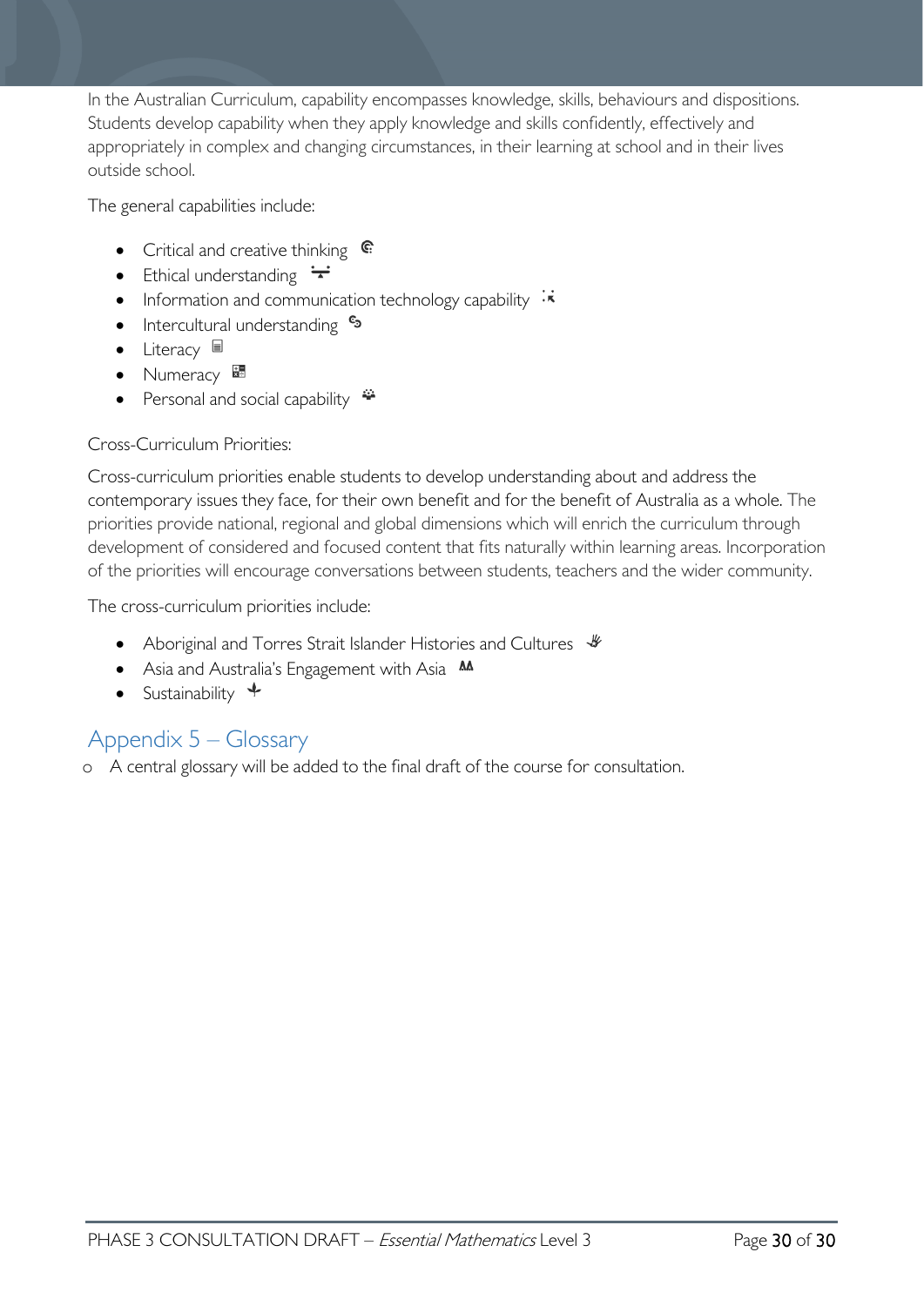In the Australian Curriculum, capability encompasses knowledge, skills, behaviours and dispositions. Students develop capability when they apply knowledge and skills confidently, effectively and appropriately in complex and changing circumstances, in their learning at school and in their lives outside school.

The general capabilities include:

- Critical and creative thinking
- Ethical understanding
- Information and communication technology capability
- Intercultural understanding
- Literacy
- Numeracy
- Personal and social capability

Cross-Curriculum Priorities:

Cross-curriculum priorities enable students to develop understanding about and address the contemporary issues they face, for their own benefit and for the benefit of Australia as a whole. The priorities provide national, regional and global dimensions which will enrich the curriculum through development of considered and focused content that fits naturally within learning areas. Incorporation of the priorities will encourage conversations between students, teachers and the wider community.

The cross-curriculum priorities include:

- Aboriginal and Torres Strait Islander Histories and Cultures
- Asia and Australia's Engagement with Asia
- Sustainability

## Appendix 5 – Glossary

- A central glossary will be added to the final draft of the course for consultation.